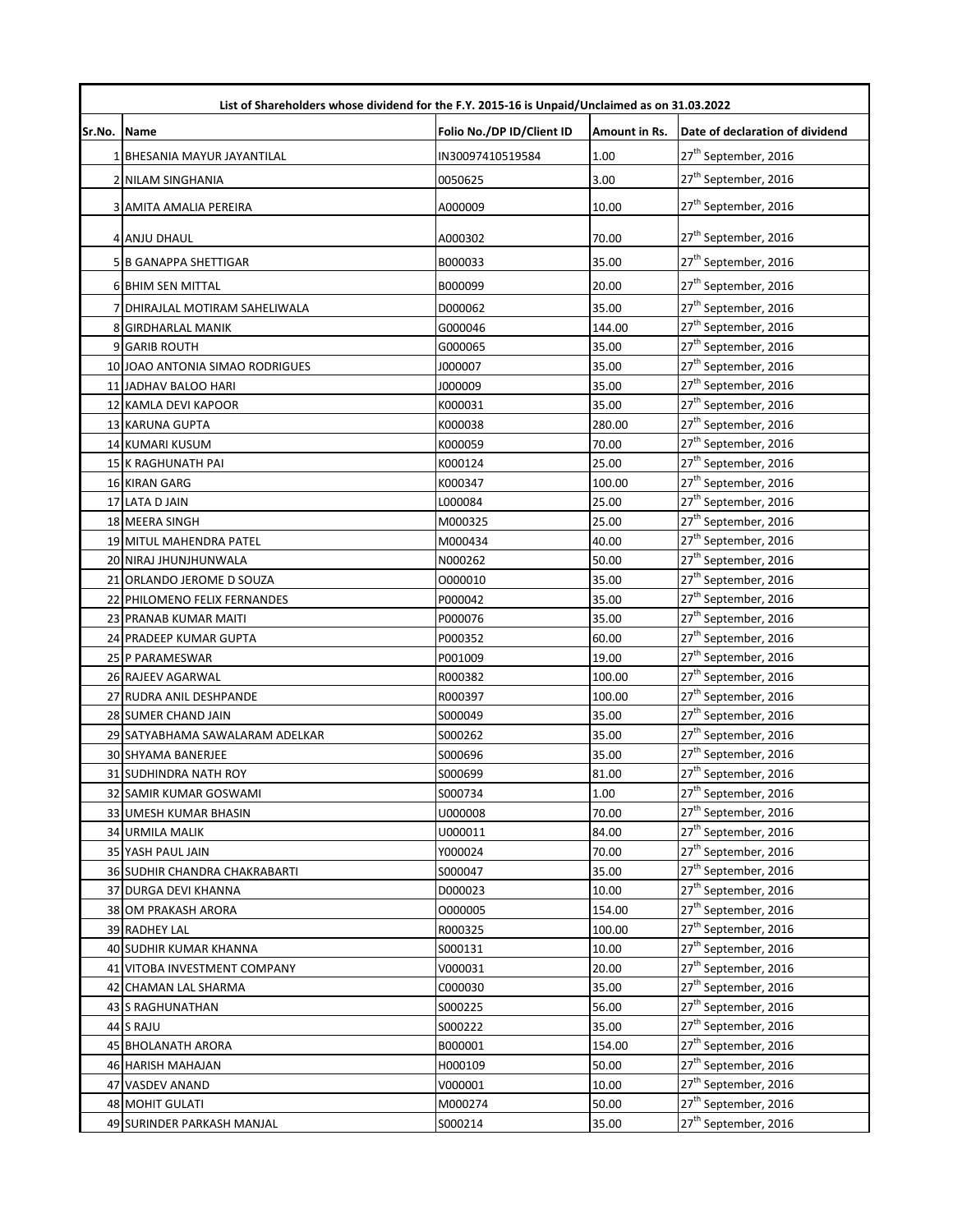| List of Shareholders whose dividend for the F.Y. 2015-16 is Unpaid/Unclaimed as on 31.03.2022 | | | | |
|---|---|---|---|---|
| Sr.No. | Name | Folio No./DP ID/Client ID | Amount in Rs. | Date of declaration of dividend |
| 1 | BHESANIA MAYUR JAYANTILAL | IN30097410519584 | 1.00 | 27th September, 2016 |
| 2 | NILAM SINGHANIA | 0050625 | 3.00 | 27th September, 2016 |
| 3 | AMITA AMALIA PEREIRA | A000009 | 10.00 | 27th September, 2016 |
| 4 | ANJU DHAUL | A000302 | 70.00 | 27th September, 2016 |
| 5 | B GANAPPA SHETTIGAR | B000033 | 35.00 | 27th September, 2016 |
| 6 | BHIM SEN MITTAL | B000099 | 20.00 | 27th September, 2016 |
| 7 | DHIRAJLAL MOTIRAM SAHELIWALA | D000062 | 35.00 | 27th September, 2016 |
| 8 | GIRDHARLAL MANIK | G000046 | 144.00 | 27th September, 2016 |
| 9 | GARIB ROUTH | G000065 | 35.00 | 27th September, 2016 |
| 10 | JOAO ANTONIA SIMAO RODRIGUES | J000007 | 35.00 | 27th September, 2016 |
| 11 | JADHAV BALOO HARI | J000009 | 35.00 | 27th September, 2016 |
| 12 | KAMLA DEVI KAPOOR | K000031 | 35.00 | 27th September, 2016 |
| 13 | KARUNA GUPTA | K000038 | 280.00 | 27th September, 2016 |
| 14 | KUMARI KUSUM | K000059 | 70.00 | 27th September, 2016 |
| 15 | K RAGHUNATH PAI | K000124 | 25.00 | 27th September, 2016 |
| 16 | KIRAN GARG | K000347 | 100.00 | 27th September, 2016 |
| 17 | LATA D JAIN | L000084 | 25.00 | 27th September, 2016 |
| 18 | MEERA SINGH | M000325 | 25.00 | 27th September, 2016 |
| 19 | MITUL MAHENDRA PATEL | M000434 | 40.00 | 27th September, 2016 |
| 20 | NIRAJ JHUNJHUNWALA | N000262 | 50.00 | 27th September, 2016 |
| 21 | ORLANDO JEROME D SOUZA | O000010 | 35.00 | 27th September, 2016 |
| 22 | PHILOMENO FELIX FERNANDES | P000042 | 35.00 | 27th September, 2016 |
| 23 | PRANAB KUMAR MAITI | P000076 | 35.00 | 27th September, 2016 |
| 24 | PRADEEP KUMAR GUPTA | P000352 | 60.00 | 27th September, 2016 |
| 25 | P PARAMESWAR | P001009 | 19.00 | 27th September, 2016 |
| 26 | RAJEEV AGARWAL | R000382 | 100.00 | 27th September, 2016 |
| 27 | RUDRA ANIL DESHPANDE | R000397 | 100.00 | 27th September, 2016 |
| 28 | SUMER CHAND JAIN | S000049 | 35.00 | 27th September, 2016 |
| 29 | SATYABHAMA SAWALARAM ADELKAR | S000262 | 35.00 | 27th September, 2016 |
| 30 | SHYAMA BANERJEE | S000696 | 35.00 | 27th September, 2016 |
| 31 | SUDHINDRA NATH ROY | S000699 | 81.00 | 27th September, 2016 |
| 32 | SAMIR KUMAR GOSWAMI | S000734 | 1.00 | 27th September, 2016 |
| 33 | UMESH KUMAR BHASIN | U000008 | 70.00 | 27th September, 2016 |
| 34 | URMILA MALIK | U000011 | 84.00 | 27th September, 2016 |
| 35 | YASH PAUL JAIN | Y000024 | 70.00 | 27th September, 2016 |
| 36 | SUDHIR CHANDRA CHAKRABARTI | S000047 | 35.00 | 27th September, 2016 |
| 37 | DURGA DEVI KHANNA | D000023 | 10.00 | 27th September, 2016 |
| 38 | OM PRAKASH ARORA | O000005 | 154.00 | 27th September, 2016 |
| 39 | RADHEY LAL | R000325 | 100.00 | 27th September, 2016 |
| 40 | SUDHIR KUMAR KHANNA | S000131 | 10.00 | 27th September, 2016 |
| 41 | VITOBA INVESTMENT COMPANY | V000031 | 20.00 | 27th September, 2016 |
| 42 | CHAMAN LAL SHARMA | C000030 | 35.00 | 27th September, 2016 |
| 43 | S RAGHUNATHAN | S000225 | 56.00 | 27th September, 2016 |
| 44 | S RAJU | S000222 | 35.00 | 27th September, 2016 |
| 45 | BHOLANATH ARORA | B000001 | 154.00 | 27th September, 2016 |
| 46 | HARISH MAHAJAN | H000109 | 50.00 | 27th September, 2016 |
| 47 | VASDEV ANAND | V000001 | 10.00 | 27th September, 2016 |
| 48 | MOHIT GULATI | M000274 | 50.00 | 27th September, 2016 |
| 49 | SURINDER PARKASH MANJAL | S000214 | 35.00 | 27th September, 2016 |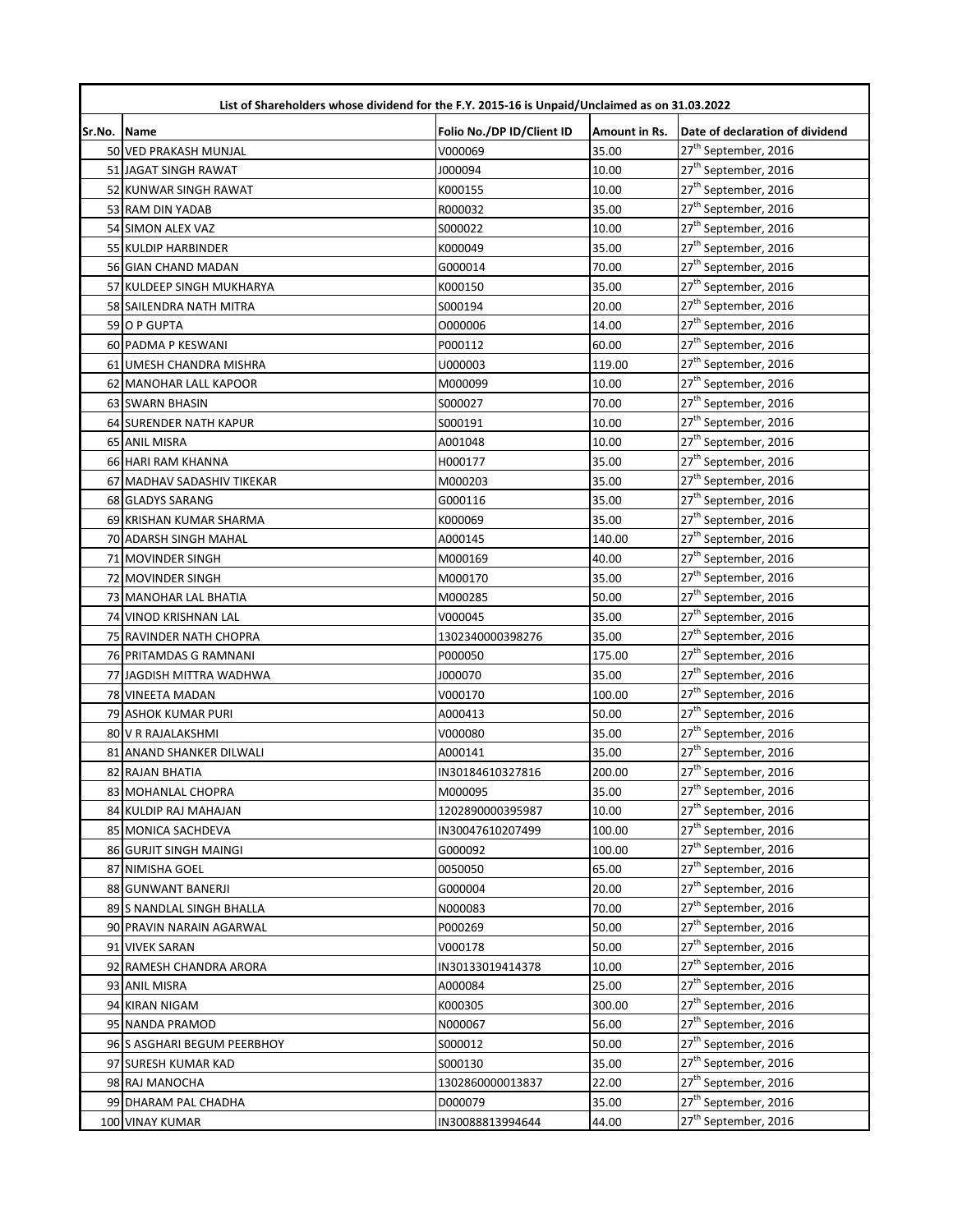| List of Shareholders whose dividend for the F.Y. 2015-16 is Unpaid/Unclaimed as on 31.03.2022 | | | | |
|---|---|---|---|---|
| Sr.No. | Name | Folio No./DP ID/Client ID | Amount in Rs. | Date of declaration of dividend |
| 50 | VED PRAKASH MUNJAL | V000069 | 35.00 | 27th September, 2016 |
| 51 | JAGAT SINGH RAWAT | J000094 | 10.00 | 27th September, 2016 |
| 52 | KUNWAR SINGH RAWAT | K000155 | 10.00 | 27th September, 2016 |
| 53 | RAM DIN YADAB | R000032 | 35.00 | 27th September, 2016 |
| 54 | SIMON ALEX VAZ | S000022 | 10.00 | 27th September, 2016 |
| 55 | KULDIP HARBINDER | K000049 | 35.00 | 27th September, 2016 |
| 56 | GIAN CHAND MADAN | G000014 | 70.00 | 27th September, 2016 |
| 57 | KULDEEP SINGH MUKHARYA | K000150 | 35.00 | 27th September, 2016 |
| 58 | SAILENDRA NATH MITRA | S000194 | 20.00 | 27th September, 2016 |
| 59 | O P GUPTA | O000006 | 14.00 | 27th September, 2016 |
| 60 | PADMA P KESWANI | P000112 | 60.00 | 27th September, 2016 |
| 61 | UMESH CHANDRA MISHRA | U000003 | 119.00 | 27th September, 2016 |
| 62 | MANOHAR LALL KAPOOR | M000099 | 10.00 | 27th September, 2016 |
| 63 | SWARN BHASIN | S000027 | 70.00 | 27th September, 2016 |
| 64 | SURENDER NATH KAPUR | S000191 | 10.00 | 27th September, 2016 |
| 65 | ANIL MISRA | A001048 | 10.00 | 27th September, 2016 |
| 66 | HARI RAM KHANNA | H000177 | 35.00 | 27th September, 2016 |
| 67 | MADHAV SADASHIV TIKEKAR | M000203 | 35.00 | 27th September, 2016 |
| 68 | GLADYS SARANG | G000116 | 35.00 | 27th September, 2016 |
| 69 | KRISHAN KUMAR SHARMA | K000069 | 35.00 | 27th September, 2016 |
| 70 | ADARSH SINGH MAHAL | A000145 | 140.00 | 27th September, 2016 |
| 71 | MOVINDER SINGH | M000169 | 40.00 | 27th September, 2016 |
| 72 | MOVINDER SINGH | M000170 | 35.00 | 27th September, 2016 |
| 73 | MANOHAR LAL BHATIA | M000285 | 50.00 | 27th September, 2016 |
| 74 | VINOD KRISHNAN LAL | V000045 | 35.00 | 27th September, 2016 |
| 75 | RAVINDER NATH CHOPRA | 1302340000398276 | 35.00 | 27th September, 2016 |
| 76 | PRITAMDAS G RAMNANI | P000050 | 175.00 | 27th September, 2016 |
| 77 | JAGDISH MITTRA WADHWA | J000070 | 35.00 | 27th September, 2016 |
| 78 | VINEETA MADAN | V000170 | 100.00 | 27th September, 2016 |
| 79 | ASHOK KUMAR PURI | A000413 | 50.00 | 27th September, 2016 |
| 80 | V R RAJALAKSHMI | V000080 | 35.00 | 27th September, 2016 |
| 81 | ANAND SHANKER DILWALI | A000141 | 35.00 | 27th September, 2016 |
| 82 | RAJAN BHATIA | IN30184610327816 | 200.00 | 27th September, 2016 |
| 83 | MOHANLAL CHOPRA | M000095 | 35.00 | 27th September, 2016 |
| 84 | KULDIP RAJ MAHAJAN | 1202890000395987 | 10.00 | 27th September, 2016 |
| 85 | MONICA SACHDEVA | IN30047610207499 | 100.00 | 27th September, 2016 |
| 86 | GURJIT SINGH MAINGI | G000092 | 100.00 | 27th September, 2016 |
| 87 | NIMISHA GOEL | 0050050 | 65.00 | 27th September, 2016 |
| 88 | GUNWANT BANERJI | G000004 | 20.00 | 27th September, 2016 |
| 89 | S NANDLAL SINGH BHALLA | N000083 | 70.00 | 27th September, 2016 |
| 90 | PRAVIN NARAIN AGARWAL | P000269 | 50.00 | 27th September, 2016 |
| 91 | VIVEK SARAN | V000178 | 50.00 | 27th September, 2016 |
| 92 | RAMESH CHANDRA ARORA | IN30133019414378 | 10.00 | 27th September, 2016 |
| 93 | ANIL MISRA | A000084 | 25.00 | 27th September, 2016 |
| 94 | KIRAN NIGAM | K000305 | 300.00 | 27th September, 2016 |
| 95 | NANDA PRAMOD | N000067 | 56.00 | 27th September, 2016 |
| 96 | S ASGHARI BEGUM PEERBHOY | S000012 | 50.00 | 27th September, 2016 |
| 97 | SURESH KUMAR KAD | S000130 | 35.00 | 27th September, 2016 |
| 98 | RAJ MANOCHA | 1302860000013837 | 22.00 | 27th September, 2016 |
| 99 | DHARAM PAL CHADHA | D000079 | 35.00 | 27th September, 2016 |
| 100 | VINAY KUMAR | IN30088813994644 | 44.00 | 27th September, 2016 |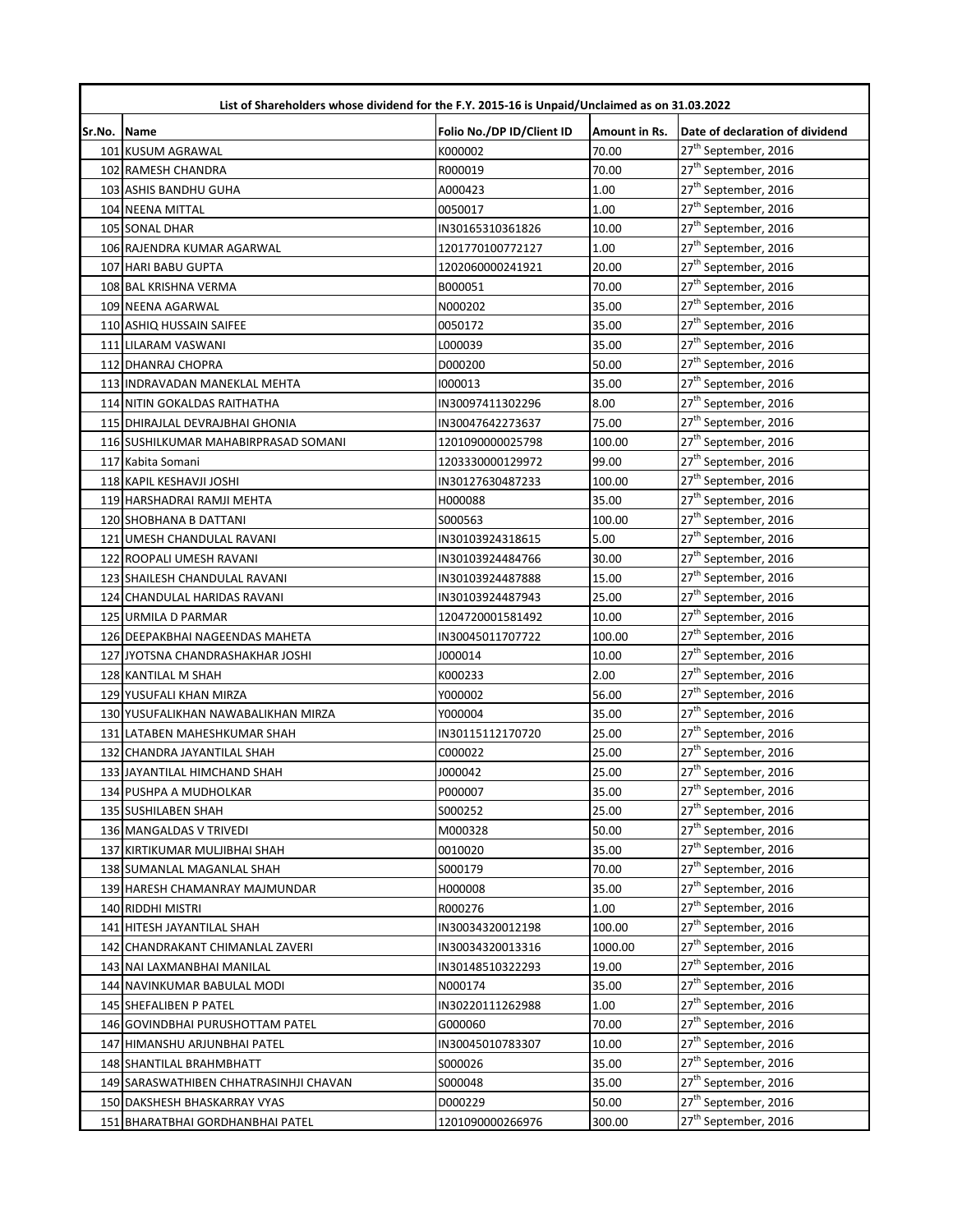| List of Shareholders whose dividend for the F.Y. 2015-16 is Unpaid/Unclaimed as on 31.03.2022 | | | | |
|---|---|---|---|---|
| Sr.No. | Name | Folio No./DP ID/Client ID | Amount in Rs. | Date of declaration of dividend |
| 101 | KUSUM AGRAWAL | K000002 | 70.00 | 27th September, 2016 |
| 102 | RAMESH CHANDRA | R000019 | 70.00 | 27th September, 2016 |
| 103 | ASHIS BANDHU GUHA | A000423 | 1.00 | 27th September, 2016 |
| 104 | NEENA MITTAL | 0050017 | 1.00 | 27th September, 2016 |
| 105 | SONAL DHAR | IN30165310361826 | 10.00 | 27th September, 2016 |
| 106 | RAJENDRA KUMAR AGARWAL | 1201770100772127 | 1.00 | 27th September, 2016 |
| 107 | HARI BABU GUPTA | 1202060000241921 | 20.00 | 27th September, 2016 |
| 108 | BAL KRISHNA VERMA | B000051 | 70.00 | 27th September, 2016 |
| 109 | NEENA AGARWAL | N000202 | 35.00 | 27th September, 2016 |
| 110 | ASHIQ HUSSAIN SAIFEE | 0050172 | 35.00 | 27th September, 2016 |
| 111 | LILARAM VASWANI | L000039 | 35.00 | 27th September, 2016 |
| 112 | DHANRAJ CHOPRA | D000200 | 50.00 | 27th September, 2016 |
| 113 | INDRAVADAN MANEKLAL MEHTA | I000013 | 35.00 | 27th September, 2016 |
| 114 | NITIN GOKALDAS RAITHATHA | IN30097411302296 | 8.00 | 27th September, 2016 |
| 115 | DHIRAJLAL DEVRAJBHAI GHONIA | IN30047642273637 | 75.00 | 27th September, 2016 |
| 116 | SUSHILKUMAR MAHABIRPRASAD SOMANI | 1201090000025798 | 100.00 | 27th September, 2016 |
| 117 | Kabita Somani | 1203330000129972 | 99.00 | 27th September, 2016 |
| 118 | KAPIL KESHAVJI JOSHI | IN30127630487233 | 100.00 | 27th September, 2016 |
| 119 | HARSHADRAI RAMJI MEHTA | H000088 | 35.00 | 27th September, 2016 |
| 120 | SHOBHANA B DATTANI | S000563 | 100.00 | 27th September, 2016 |
| 121 | UMESH CHANDULAL RAVANI | IN30103924318615 | 5.00 | 27th September, 2016 |
| 122 | ROOPALI UMESH RAVANI | IN30103924484766 | 30.00 | 27th September, 2016 |
| 123 | SHAILESH CHANDULAL RAVANI | IN30103924487888 | 15.00 | 27th September, 2016 |
| 124 | CHANDULAL HARIDAS RAVANI | IN30103924487943 | 25.00 | 27th September, 2016 |
| 125 | URMILA D PARMAR | 1204720001581492 | 10.00 | 27th September, 2016 |
| 126 | DEEPAKBHAI NAGEENDAS MAHETA | IN30045011707722 | 100.00 | 27th September, 2016 |
| 127 | JYOTSNA CHANDRASHAKHAR JOSHI | J000014 | 10.00 | 27th September, 2016 |
| 128 | KANTILAL M SHAH | K000233 | 2.00 | 27th September, 2016 |
| 129 | YUSUFALI KHAN MIRZA | Y000002 | 56.00 | 27th September, 2016 |
| 130 | YUSUFALIKHAN NAWABALIKHAN MIRZA | Y000004 | 35.00 | 27th September, 2016 |
| 131 | LATABEN MAHESHKUMAR SHAH | IN30115112170720 | 25.00 | 27th September, 2016 |
| 132 | CHANDRA JAYANTILAL SHAH | C000022 | 25.00 | 27th September, 2016 |
| 133 | JAYANTILAL HIMCHAND SHAH | J000042 | 25.00 | 27th September, 2016 |
| 134 | PUSHPA A MUDHOLKAR | P000007 | 35.00 | 27th September, 2016 |
| 135 | SUSHILABEN SHAH | S000252 | 25.00 | 27th September, 2016 |
| 136 | MANGALDAS V TRIVEDI | M000328 | 50.00 | 27th September, 2016 |
| 137 | KIRTIKUMAR MULJIBHAI SHAH | 0010020 | 35.00 | 27th September, 2016 |
| 138 | SUMANLAL MAGANLAL SHAH | S000179 | 70.00 | 27th September, 2016 |
| 139 | HARESH CHAMANRAY MAJMUNDAR | H000008 | 35.00 | 27th September, 2016 |
| 140 | RIDDHI MISTRI | R000276 | 1.00 | 27th September, 2016 |
| 141 | HITESH JAYANTILAL SHAH | IN30034320012198 | 100.00 | 27th September, 2016 |
| 142 | CHANDRAKANT CHIMANLAL ZAVERI | IN30034320013316 | 1000.00 | 27th September, 2016 |
| 143 | NAI LAXMANBHAI MANILAL | IN30148510322293 | 19.00 | 27th September, 2016 |
| 144 | NAVINKUMAR BABULAL MODI | N000174 | 35.00 | 27th September, 2016 |
| 145 | SHEFALIBEN P PATEL | IN30220111262988 | 1.00 | 27th September, 2016 |
| 146 | GOVINDBHAI PURUSHOTTAM PATEL | G000060 | 70.00 | 27th September, 2016 |
| 147 | HIMANSHU ARJUNBHAI PATEL | IN30045010783307 | 10.00 | 27th September, 2016 |
| 148 | SHANTILAL BRAHMBHATT | S000026 | 35.00 | 27th September, 2016 |
| 149 | SARASWATHIBEN CHHATRASINHJI CHAVAN | S000048 | 35.00 | 27th September, 2016 |
| 150 | DAKSHESH BHASKARRAY VYAS | D000229 | 50.00 | 27th September, 2016 |
| 151 | BHARATBHAI GORDHANBHAI PATEL | 1201090000266976 | 300.00 | 27th September, 2016 |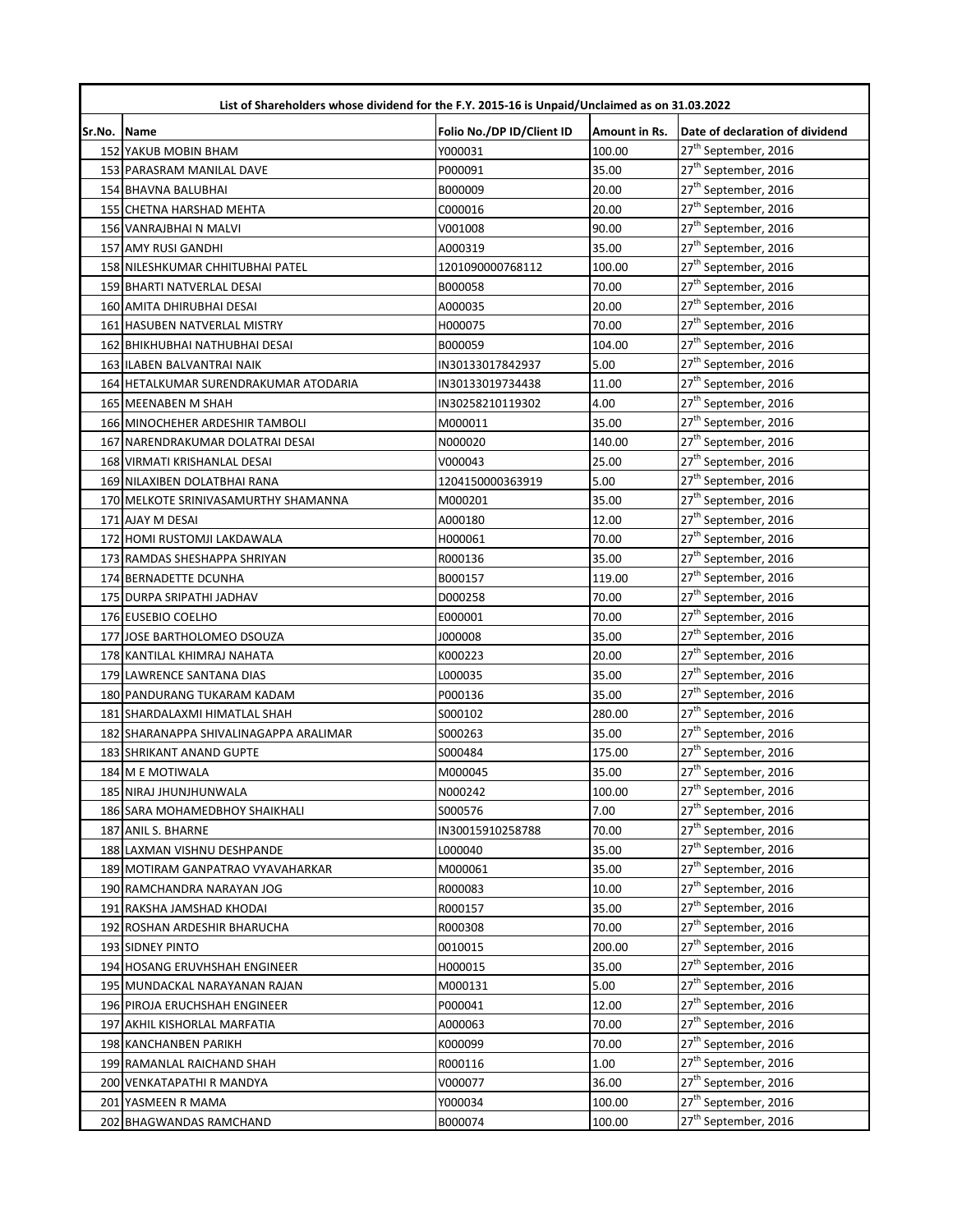| List of Shareholders whose dividend for the F.Y. 2015-16 is Unpaid/Unclaimed as on 31.03.2022 | | | | |
|---|---|---|---|---|
| Sr.No. | Name | Folio No./DP ID/Client ID | Amount in Rs. | Date of declaration of dividend |
| 152 | YAKUB MOBIN BHAM | Y000031 | 100.00 | 27th September, 2016 |
| 153 | PARASRAM MANILAL DAVE | P000091 | 35.00 | 27th September, 2016 |
| 154 | BHAVNA BALUBHAI | B000009 | 20.00 | 27th September, 2016 |
| 155 | CHETNA HARSHAD MEHTA | C000016 | 20.00 | 27th September, 2016 |
| 156 | VANRAJBHAI N MALVI | V001008 | 90.00 | 27th September, 2016 |
| 157 | AMY RUSI GANDHI | A000319 | 35.00 | 27th September, 2016 |
| 158 | NILESHKUMAR CHHITUBHAI PATEL | 1201090000768112 | 100.00 | 27th September, 2016 |
| 159 | BHARTI NATVERLAL DESAI | B000058 | 70.00 | 27th September, 2016 |
| 160 | AMITA DHIRUBHAI DESAI | A000035 | 20.00 | 27th September, 2016 |
| 161 | HASUBEN NATVERLAL MISTRY | H000075 | 70.00 | 27th September, 2016 |
| 162 | BHIKHUBHAI NATHUBHAI DESAI | B000059 | 104.00 | 27th September, 2016 |
| 163 | ILABEN BALVANTRAI NAIK | IN30133017842937 | 5.00 | 27th September, 2016 |
| 164 | HETALKUMAR SURENDRAKUMAR ATODARIA | IN30133019734438 | 11.00 | 27th September, 2016 |
| 165 | MEENABEN M SHAH | IN30258210119302 | 4.00 | 27th September, 2016 |
| 166 | MINOCHEHER ARDESHIR TAMBOLI | M000011 | 35.00 | 27th September, 2016 |
| 167 | NARENDRAKUMAR DOLATRAI DESAI | N000020 | 140.00 | 27th September, 2016 |
| 168 | VIRMATI KRISHANLAL DESAI | V000043 | 25.00 | 27th September, 2016 |
| 169 | NILAXIBEN DOLATBHAI RANA | 1204150000363919 | 5.00 | 27th September, 2016 |
| 170 | MELKOTE SRINIVASAMURTHY SHAMANNA | M000201 | 35.00 | 27th September, 2016 |
| 171 | AJAY M DESAI | A000180 | 12.00 | 27th September, 2016 |
| 172 | HOMI RUSTOMJI LAKDAWALA | H000061 | 70.00 | 27th September, 2016 |
| 173 | RAMDAS SHESHAPPA SHRIYAN | R000136 | 35.00 | 27th September, 2016 |
| 174 | BERNADETTE DCUNHA | B000157 | 119.00 | 27th September, 2016 |
| 175 | DURPA SRIPATHI JADHAV | D000258 | 70.00 | 27th September, 2016 |
| 176 | EUSEBIO COELHO | E000001 | 70.00 | 27th September, 2016 |
| 177 | JOSE BARTHOLOMEO DSOUZA | J000008 | 35.00 | 27th September, 2016 |
| 178 | KANTILAL KHIMRAJ NAHATA | K000223 | 20.00 | 27th September, 2016 |
| 179 | LAWRENCE SANTANA DIAS | L000035 | 35.00 | 27th September, 2016 |
| 180 | PANDURANG TUKARAM KADAM | P000136 | 35.00 | 27th September, 2016 |
| 181 | SHARDALAXMI HIMATLAL SHAH | S000102 | 280.00 | 27th September, 2016 |
| 182 | SHARANAPPA SHIVALINAGAPPA ARALIMAR | S000263 | 35.00 | 27th September, 2016 |
| 183 | SHRIKANT ANAND GUPTE | S000484 | 175.00 | 27th September, 2016 |
| 184 | M E MOTIWALA | M000045 | 35.00 | 27th September, 2016 |
| 185 | NIRAJ JHUNJHUNWALA | N000242 | 100.00 | 27th September, 2016 |
| 186 | SARA MOHAMEDBHOY SHAIKHALI | S000576 | 7.00 | 27th September, 2016 |
| 187 | ANIL S. BHARNE | IN30015910258788 | 70.00 | 27th September, 2016 |
| 188 | LAXMAN VISHNU DESHPANDE | L000040 | 35.00 | 27th September, 2016 |
| 189 | MOTIRAM GANPATRAO VYAVAHARKAR | M000061 | 35.00 | 27th September, 2016 |
| 190 | RAMCHANDRA NARAYAN JOG | R000083 | 10.00 | 27th September, 2016 |
| 191 | RAKSHA JAMSHAD KHODAI | R000157 | 35.00 | 27th September, 2016 |
| 192 | ROSHAN ARDESHIR BHARUCHA | R000308 | 70.00 | 27th September, 2016 |
| 193 | SIDNEY PINTO | 0010015 | 200.00 | 27th September, 2016 |
| 194 | HOSANG ERUVHSHAH ENGINEER | H000015 | 35.00 | 27th September, 2016 |
| 195 | MUNDACKAL NARAYANAN RAJAN | M000131 | 5.00 | 27th September, 2016 |
| 196 | PIROJA ERUCHSHAH ENGINEER | P000041 | 12.00 | 27th September, 2016 |
| 197 | AKHIL KISHORLAL MARFATIA | A000063 | 70.00 | 27th September, 2016 |
| 198 | KANCHANBEN PARIKH | K000099 | 70.00 | 27th September, 2016 |
| 199 | RAMANLAL RAICHAND SHAH | R000116 | 1.00 | 27th September, 2016 |
| 200 | VENKATAPATHI R MANDYA | V000077 | 36.00 | 27th September, 2016 |
| 201 | YASMEEN R MAMA | Y000034 | 100.00 | 27th September, 2016 |
| 202 | BHAGWANDAS RAMCHAND | B000074 | 100.00 | 27th September, 2016 |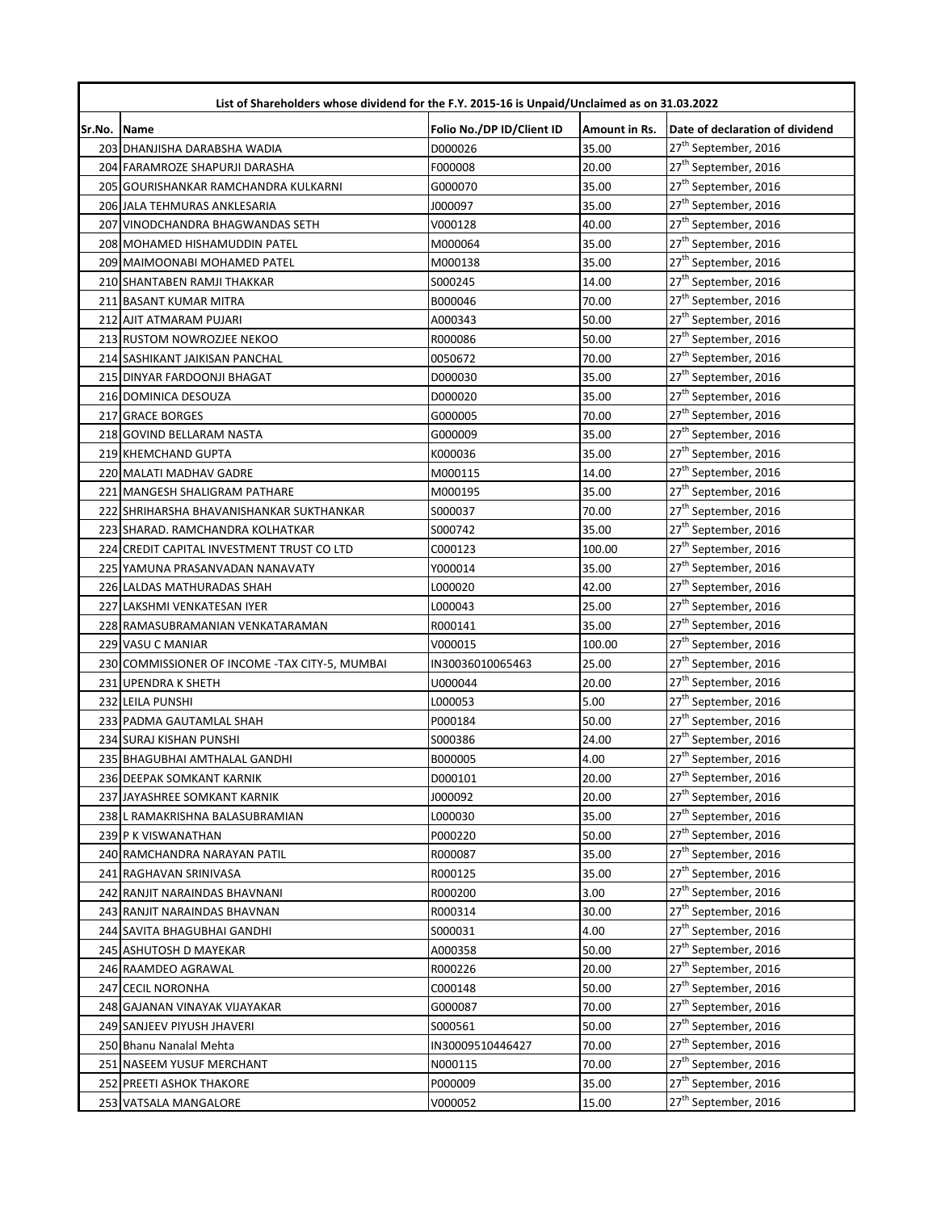| List of Shareholders whose dividend for the F.Y. 2015-16 is Unpaid/Unclaimed as on 31.03.2022 | | | | |
|---|---|---|---|---|
| Sr.No. | Name | Folio No./DP ID/Client ID | Amount in Rs. | Date of declaration of dividend |
| 203 | DHANJISHA DARABSHA WADIA | D000026 | 35.00 | 27th September, 2016 |
| 204 | FARAMROZE SHAPURJI DARASHA | F000008 | 20.00 | 27th September, 2016 |
| 205 | GOURISHANKAR RAMCHANDRA KULKARNI | G000070 | 35.00 | 27th September, 2016 |
| 206 | JALA TEHMURAS ANKLESARIA | J000097 | 35.00 | 27th September, 2016 |
| 207 | VINODCHANDRA BHAGWANDAS SETH | V000128 | 40.00 | 27th September, 2016 |
| 208 | MOHAMED HISHAMUDDIN PATEL | M000064 | 35.00 | 27th September, 2016 |
| 209 | MAIMOONABI MOHAMED PATEL | M000138 | 35.00 | 27th September, 2016 |
| 210 | SHANTABEN RAMJI THAKKAR | S000245 | 14.00 | 27th September, 2016 |
| 211 | BASANT KUMAR MITRA | B000046 | 70.00 | 27th September, 2016 |
| 212 | AJIT ATMARAM PUJARI | A000343 | 50.00 | 27th September, 2016 |
| 213 | RUSTOM NOWROZJEE NEKOO | R000086 | 50.00 | 27th September, 2016 |
| 214 | SASHIKANT JAIKISAN PANCHAL | 0050672 | 70.00 | 27th September, 2016 |
| 215 | DINYAR FARDOONJI BHAGAT | D000030 | 35.00 | 27th September, 2016 |
| 216 | DOMINICA DESOUZA | D000020 | 35.00 | 27th September, 2016 |
| 217 | GRACE BORGES | G000005 | 70.00 | 27th September, 2016 |
| 218 | GOVIND BELLARAM NASTA | G000009 | 35.00 | 27th September, 2016 |
| 219 | KHEMCHAND GUPTA | K000036 | 35.00 | 27th September, 2016 |
| 220 | MALATI MADHAV GADRE | M000115 | 14.00 | 27th September, 2016 |
| 221 | MANGESH SHALIGRAM PATHARE | M000195 | 35.00 | 27th September, 2016 |
| 222 | SHRIHARSHA BHAVANISHANKAR SUKTHANKAR | S000037 | 70.00 | 27th September, 2016 |
| 223 | SHARAD. RAMCHANDRA KOLHATKAR | S000742 | 35.00 | 27th September, 2016 |
| 224 | CREDIT CAPITAL INVESTMENT TRUST CO LTD | C000123 | 100.00 | 27th September, 2016 |
| 225 | YAMUNA PRASANVADAN NANAVATY | Y000014 | 35.00 | 27th September, 2016 |
| 226 | LALDAS MATHURADAS SHAH | L000020 | 42.00 | 27th September, 2016 |
| 227 | LAKSHMI VENKATESAN IYER | L000043 | 25.00 | 27th September, 2016 |
| 228 | RAMASUBRAMANIAN VENKATARAMAN | R000141 | 35.00 | 27th September, 2016 |
| 229 | VASU C MANIAR | V000015 | 100.00 | 27th September, 2016 |
| 230 | COMMISSIONER OF INCOME -TAX CITY-5, MUMBAI | IN30036010065463 | 25.00 | 27th September, 2016 |
| 231 | UPENDRA K SHETH | U000044 | 20.00 | 27th September, 2016 |
| 232 | LEILA PUNSHI | L000053 | 5.00 | 27th September, 2016 |
| 233 | PADMA GAUTAMLAL SHAH | P000184 | 50.00 | 27th September, 2016 |
| 234 | SURAJ KISHAN PUNSHI | S000386 | 24.00 | 27th September, 2016 |
| 235 | BHAGUBHAI AMTHALAL GANDHI | B000005 | 4.00 | 27th September, 2016 |
| 236 | DEEPAK SOMKANT KARNIK | D000101 | 20.00 | 27th September, 2016 |
| 237 | JAYASHREE SOMKANT KARNIK | J000092 | 20.00 | 27th September, 2016 |
| 238 | L RAMAKRISHNA BALASUBRAMIAN | L000030 | 35.00 | 27th September, 2016 |
| 239 | P K VISWANATHAN | P000220 | 50.00 | 27th September, 2016 |
| 240 | RAMCHANDRA NARAYAN PATIL | R000087 | 35.00 | 27th September, 2016 |
| 241 | RAGHAVAN SRINIVASA | R000125 | 35.00 | 27th September, 2016 |
| 242 | RANJIT NARAINDAS BHAVNANI | R000200 | 3.00 | 27th September, 2016 |
| 243 | RANJIT NARAINDAS BHAVNAN | R000314 | 30.00 | 27th September, 2016 |
| 244 | SAVITA BHAGUBHAI GANDHI | S000031 | 4.00 | 27th September, 2016 |
| 245 | ASHUTOSH D MAYEKAR | A000358 | 50.00 | 27th September, 2016 |
| 246 | RAAMDEO AGRAWAL | R000226 | 20.00 | 27th September, 2016 |
| 247 | CECIL NORONHA | C000148 | 50.00 | 27th September, 2016 |
| 248 | GAJANAN VINAYAK VIJAYAKAR | G000087 | 70.00 | 27th September, 2016 |
| 249 | SANJEEV PIYUSH JHAVERI | S000561 | 50.00 | 27th September, 2016 |
| 250 | Bhanu Nanalal Mehta | IN30009510446427 | 70.00 | 27th September, 2016 |
| 251 | NASEEM YUSUF MERCHANT | N000115 | 70.00 | 27th September, 2016 |
| 252 | PREETI ASHOK THAKORE | P000009 | 35.00 | 27th September, 2016 |
| 253 | VATSALA MANGALORE | V000052 | 15.00 | 27th September, 2016 |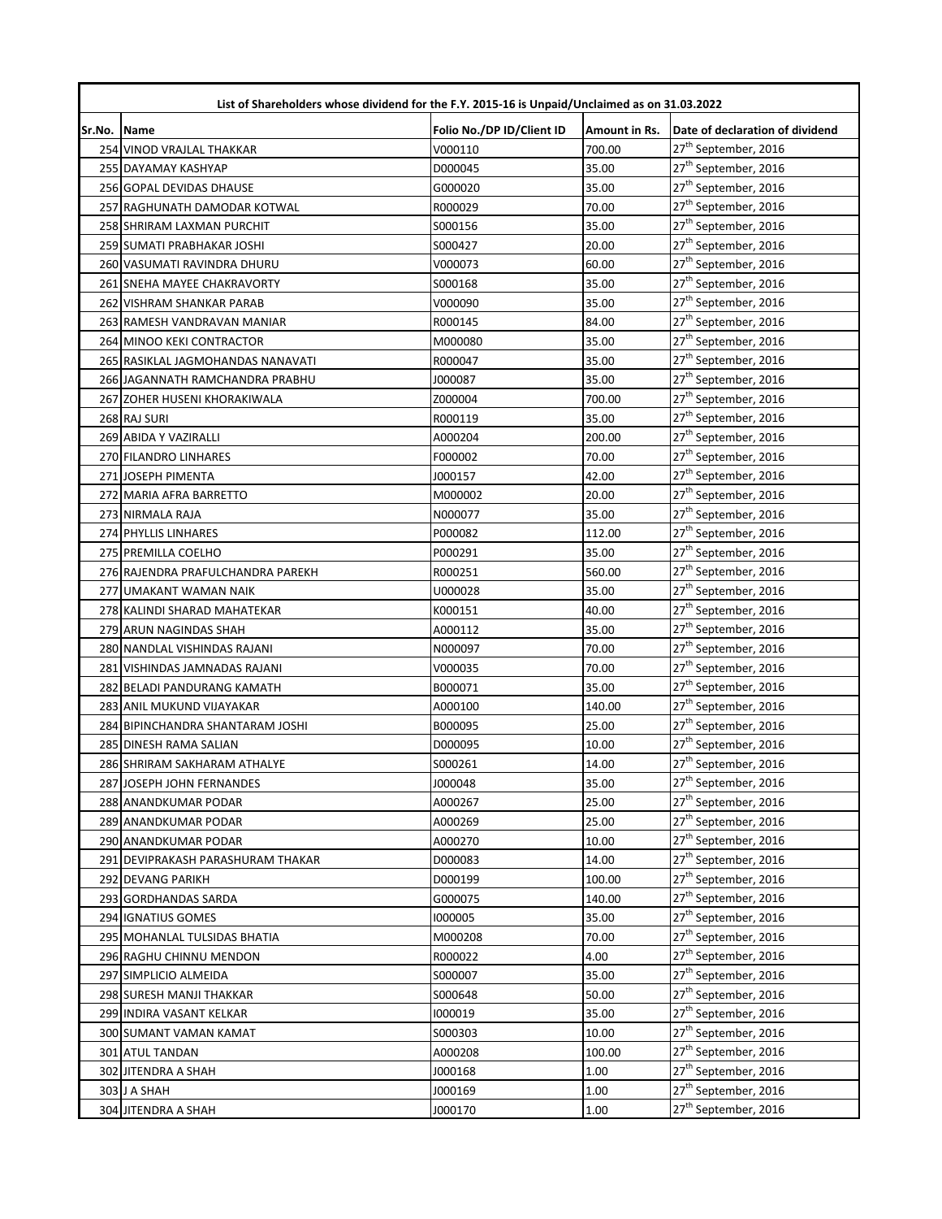| List of Shareholders whose dividend for the F.Y. 2015-16 is Unpaid/Unclaimed as on 31.03.2022 | | | | |
|---|---|---|---|---|
| Sr.No. | Name | Folio No./DP ID/Client ID | Amount in Rs. | Date of declaration of dividend |
| 254 | VINOD VRAJLAL THAKKAR | V000110 | 700.00 | 27th September, 2016 |
| 255 | DAYAMAY KASHYAP | D000045 | 35.00 | 27th September, 2016 |
| 256 | GOPAL DEVIDAS DHAUSE | G000020 | 35.00 | 27th September, 2016 |
| 257 | RAGHUNATH DAMODAR KOTWAL | R000029 | 70.00 | 27th September, 2016 |
| 258 | SHRIRAM LAXMAN PURCHIT | S000156 | 35.00 | 27th September, 2016 |
| 259 | SUMATI PRABHAKAR JOSHI | S000427 | 20.00 | 27th September, 2016 |
| 260 | VASUMATI RAVINDRA DHURU | V000073 | 60.00 | 27th September, 2016 |
| 261 | SNEHA MAYEE CHAKRAVORTY | S000168 | 35.00 | 27th September, 2016 |
| 262 | VISHRAM SHANKAR PARAB | V000090 | 35.00 | 27th September, 2016 |
| 263 | RAMESH VANDRAVAN MANIAR | R000145 | 84.00 | 27th September, 2016 |
| 264 | MINOO KEKI CONTRACTOR | M000080 | 35.00 | 27th September, 2016 |
| 265 | RASIKLAL JAGMOHANDAS NANAVATI | R000047 | 35.00 | 27th September, 2016 |
| 266 | JAGANNATH RAMCHANDRA PRABHU | J000087 | 35.00 | 27th September, 2016 |
| 267 | ZOHER HUSENI KHORAKIWALA | Z000004 | 700.00 | 27th September, 2016 |
| 268 | RAJ SURI | R000119 | 35.00 | 27th September, 2016 |
| 269 | ABIDA Y VAZIRALLI | A000204 | 200.00 | 27th September, 2016 |
| 270 | FILANDRO LINHARES | F000002 | 70.00 | 27th September, 2016 |
| 271 | JOSEPH PIMENTA | J000157 | 42.00 | 27th September, 2016 |
| 272 | MARIA AFRA BARRETTO | M000002 | 20.00 | 27th September, 2016 |
| 273 | NIRMALA RAJA | N000077 | 35.00 | 27th September, 2016 |
| 274 | PHYLLIS LINHARES | P000082 | 112.00 | 27th September, 2016 |
| 275 | PREMILLA COELHO | P000291 | 35.00 | 27th September, 2016 |
| 276 | RAJENDRA PRAFULCHANDRA PAREKH | R000251 | 560.00 | 27th September, 2016 |
| 277 | UMAKANT WAMAN NAIK | U000028 | 35.00 | 27th September, 2016 |
| 278 | KALINDI SHARAD MAHATEKAR | K000151 | 40.00 | 27th September, 2016 |
| 279 | ARUN NAGINDAS SHAH | A000112 | 35.00 | 27th September, 2016 |
| 280 | NANDLAL VISHINDAS RAJANI | N000097 | 70.00 | 27th September, 2016 |
| 281 | VISHINDAS JAMNADAS RAJANI | V000035 | 70.00 | 27th September, 2016 |
| 282 | BELADI PANDURANG KAMATH | B000071 | 35.00 | 27th September, 2016 |
| 283 | ANIL MUKUND VIJAYAKAR | A000100 | 140.00 | 27th September, 2016 |
| 284 | BIPINCHANDRA SHANTARAM JOSHI | B000095 | 25.00 | 27th September, 2016 |
| 285 | DINESH RAMA SALIAN | D000095 | 10.00 | 27th September, 2016 |
| 286 | SHRIRAM SAKHARAM ATHALYE | S000261 | 14.00 | 27th September, 2016 |
| 287 | JOSEPH JOHN FERNANDES | J000048 | 35.00 | 27th September, 2016 |
| 288 | ANANDKUMAR PODAR | A000267 | 25.00 | 27th September, 2016 |
| 289 | ANANDKUMAR PODAR | A000269 | 25.00 | 27th September, 2016 |
| 290 | ANANDKUMAR PODAR | A000270 | 10.00 | 27th September, 2016 |
| 291 | DEVIPRAKASH PARASHURAM THAKAR | D000083 | 14.00 | 27th September, 2016 |
| 292 | DEVANG PARIKH | D000199 | 100.00 | 27th September, 2016 |
| 293 | GORDHANDAS SARDA | G000075 | 140.00 | 27th September, 2016 |
| 294 | IGNATIUS GOMES | I000005 | 35.00 | 27th September, 2016 |
| 295 | MOHANLAL TULSIDAS BHATIA | M000208 | 70.00 | 27th September, 2016 |
| 296 | RAGHU CHINNU MENDON | R000022 | 4.00 | 27th September, 2016 |
| 297 | SIMPLICIO ALMEIDA | S000007 | 35.00 | 27th September, 2016 |
| 298 | SURESH MANJI THAKKAR | S000648 | 50.00 | 27th September, 2016 |
| 299 | INDIRA VASANT KELKAR | I000019 | 35.00 | 27th September, 2016 |
| 300 | SUMANT VAMAN KAMAT | S000303 | 10.00 | 27th September, 2016 |
| 301 | ATUL TANDAN | A000208 | 100.00 | 27th September, 2016 |
| 302 | JITENDRA A SHAH | J000168 | 1.00 | 27th September, 2016 |
| 303 | J A SHAH | J000169 | 1.00 | 27th September, 2016 |
| 304 | JITENDRA A SHAH | J000170 | 1.00 | 27th September, 2016 |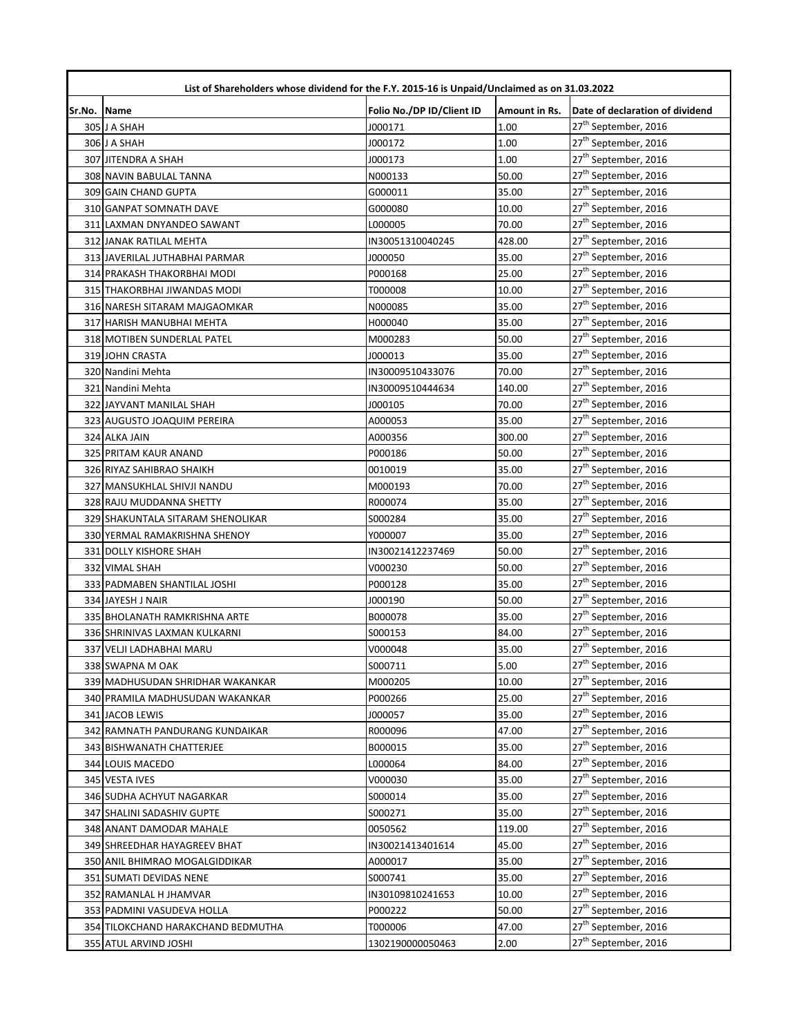| List of Shareholders whose dividend for the F.Y. 2015-16 is Unpaid/Unclaimed as on 31.03.2022 | | | | |
|---|---|---|---|---|
| Sr.No. | Name | Folio No./DP ID/Client ID | Amount in Rs. | Date of declaration of dividend |
| 305 | J A SHAH | J000171 | 1.00 | 27th September, 2016 |
| 306 | J A SHAH | J000172 | 1.00 | 27th September, 2016 |
| 307 | JITENDRA A SHAH | J000173 | 1.00 | 27th September, 2016 |
| 308 | NAVIN BABULAL TANNA | N000133 | 50.00 | 27th September, 2016 |
| 309 | GAIN CHAND GUPTA | G000011 | 35.00 | 27th September, 2016 |
| 310 | GANPAT SOMNATH DAVE | G000080 | 10.00 | 27th September, 2016 |
| 311 | LAXMAN DNYANDEO SAWANT | L000005 | 70.00 | 27th September, 2016 |
| 312 | JANAK RATILAL MEHTA | IN30051310040245 | 428.00 | 27th September, 2016 |
| 313 | JAVERILAL JUTHABHAI PARMAR | J000050 | 35.00 | 27th September, 2016 |
| 314 | PRAKASH THAKORBHAI MODI | P000168 | 25.00 | 27th September, 2016 |
| 315 | THAKORBHAI JIWANDAS MODI | T000008 | 10.00 | 27th September, 2016 |
| 316 | NARESH SITARAM MAJGAOMKAR | N000085 | 35.00 | 27th September, 2016 |
| 317 | HARISH MANUBHAI MEHTA | H000040 | 35.00 | 27th September, 2016 |
| 318 | MOTIBEN SUNDERLAL PATEL | M000283 | 50.00 | 27th September, 2016 |
| 319 | JOHN CRASTA | J000013 | 35.00 | 27th September, 2016 |
| 320 | Nandini Mehta | IN30009510433076 | 70.00 | 27th September, 2016 |
| 321 | Nandini Mehta | IN30009510444634 | 140.00 | 27th September, 2016 |
| 322 | JAYVANT MANILAL SHAH | J000105 | 70.00 | 27th September, 2016 |
| 323 | AUGUSTO JOAQUIM PEREIRA | A000053 | 35.00 | 27th September, 2016 |
| 324 | ALKA JAIN | A000356 | 300.00 | 27th September, 2016 |
| 325 | PRITAM KAUR ANAND | P000186 | 50.00 | 27th September, 2016 |
| 326 | RIYAZ SAHIBRAO SHAIKH | 0010019 | 35.00 | 27th September, 2016 |
| 327 | MANSUKHLAL SHIVJI NANDU | M000193 | 70.00 | 27th September, 2016 |
| 328 | RAJU MUDDANNA SHETTY | R000074 | 35.00 | 27th September, 2016 |
| 329 | SHAKUNTALA SITARAM SHENOLIKAR | S000284 | 35.00 | 27th September, 2016 |
| 330 | YERMAL RAMAKRISHNA SHENOY | Y000007 | 35.00 | 27th September, 2016 |
| 331 | DOLLY KISHORE SHAH | IN30021412237469 | 50.00 | 27th September, 2016 |
| 332 | VIMAL SHAH | V000230 | 50.00 | 27th September, 2016 |
| 333 | PADMABEN SHANTILAL JOSHI | P000128 | 35.00 | 27th September, 2016 |
| 334 | JAYESH J NAIR | J000190 | 50.00 | 27th September, 2016 |
| 335 | BHOLANATH RAMKRISHNA ARTE | B000078 | 35.00 | 27th September, 2016 |
| 336 | SHRINIVAS LAXMAN KULKARNI | S000153 | 84.00 | 27th September, 2016 |
| 337 | VELJI LADHABHAI MARU | V000048 | 35.00 | 27th September, 2016 |
| 338 | SWAPNA M OAK | S000711 | 5.00 | 27th September, 2016 |
| 339 | MADHUSUDAN SHRIDHAR WAKANKAR | M000205 | 10.00 | 27th September, 2016 |
| 340 | PRAMILA MADHUSUDAN WAKANKAR | P000266 | 25.00 | 27th September, 2016 |
| 341 | JACOB LEWIS | J000057 | 35.00 | 27th September, 2016 |
| 342 | RAMNATH PANDURANG KUNDAIKAR | R000096 | 47.00 | 27th September, 2016 |
| 343 | BISHWANATH CHATTERJEE | B000015 | 35.00 | 27th September, 2016 |
| 344 | LOUIS MACEDO | L000064 | 84.00 | 27th September, 2016 |
| 345 | VESTA IVES | V000030 | 35.00 | 27th September, 2016 |
| 346 | SUDHA ACHYUT NAGARKAR | S000014 | 35.00 | 27th September, 2016 |
| 347 | SHALINI SADASHIV GUPTE | S000271 | 35.00 | 27th September, 2016 |
| 348 | ANANT DAMODAR MAHALE | 0050562 | 119.00 | 27th September, 2016 |
| 349 | SHREEDHAR HAYAGREEV BHAT | IN30021413401614 | 45.00 | 27th September, 2016 |
| 350 | ANIL BHIMRAO MOGALGIDDIKAR | A000017 | 35.00 | 27th September, 2016 |
| 351 | SUMATI DEVIDAS NENE | S000741 | 35.00 | 27th September, 2016 |
| 352 | RAMANLAL H JHAMVAR | IN30109810241653 | 10.00 | 27th September, 2016 |
| 353 | PADMINI VASUDEVA HOLLA | P000222 | 50.00 | 27th September, 2016 |
| 354 | TILOKCHAND HARAKCHAND BEDMUTHA | T000006 | 47.00 | 27th September, 2016 |
| 355 | ATUL ARVIND JOSHI | 1302190000050463 | 2.00 | 27th September, 2016 |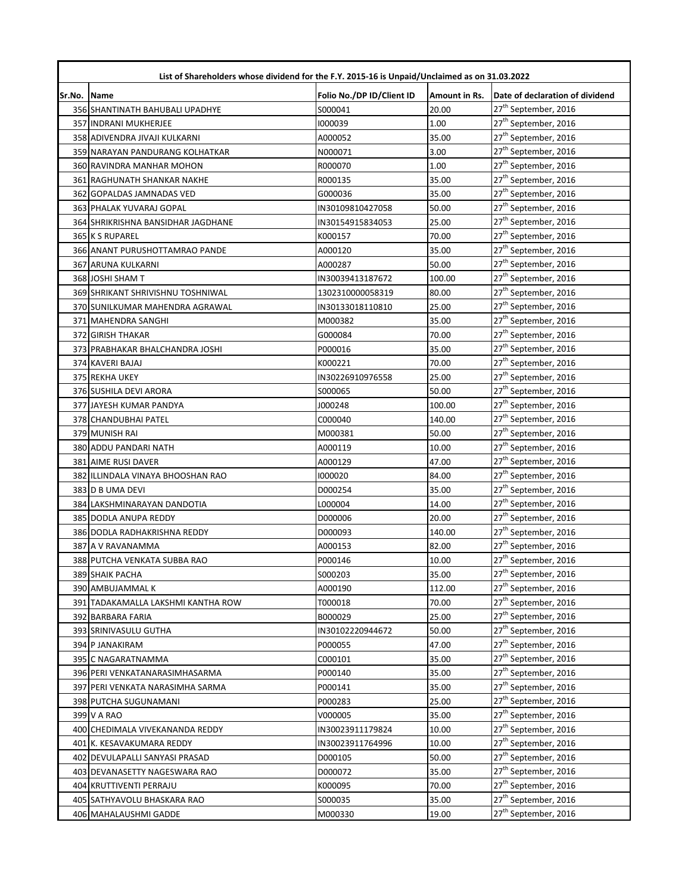| List of Shareholders whose dividend for the F.Y. 2015-16 is Unpaid/Unclaimed as on 31.03.2022 | | | | |
|---|---|---|---|---|
| Sr.No. | Name | Folio No./DP ID/Client ID | Amount in Rs. | Date of declaration of dividend |
| 356 | SHANTINATH BAHUBALI UPADHYE | S000041 | 20.00 | 27th September, 2016 |
| 357 | INDRANI MUKHERJEE | I000039 | 1.00 | 27th September, 2016 |
| 358 | ADIVENDRA JIVAJI KULKARNI | A000052 | 35.00 | 27th September, 2016 |
| 359 | NARAYAN PANDURANG KOLHATKAR | N000071 | 3.00 | 27th September, 2016 |
| 360 | RAVINDRA MANHAR MOHON | R000070 | 1.00 | 27th September, 2016 |
| 361 | RAGHUNATH SHANKAR NAKHE | R000135 | 35.00 | 27th September, 2016 |
| 362 | GOPALDAS JAMNADAS VED | G000036 | 35.00 | 27th September, 2016 |
| 363 | PHALAK YUVARAJ GOPAL | IN30109810427058 | 50.00 | 27th September, 2016 |
| 364 | SHRIKRISHNA BANSIDHAR JAGDHANE | IN30154915834053 | 25.00 | 27th September, 2016 |
| 365 | K S RUPAREL | K000157 | 70.00 | 27th September, 2016 |
| 366 | ANANT PURUSHOTTAMRAO PANDE | A000120 | 35.00 | 27th September, 2016 |
| 367 | ARUNA KULKARNI | A000287 | 50.00 | 27th September, 2016 |
| 368 | JOSHI SHAM T | IN30039413187672 | 100.00 | 27th September, 2016 |
| 369 | SHRIKANT SHRIVISHNU TOSHNIWAL | 1302310000058319 | 80.00 | 27th September, 2016 |
| 370 | SUNILKUMAR MAHENDRA AGRAWAL | IN30133018110810 | 25.00 | 27th September, 2016 |
| 371 | MAHENDRA SANGHI | M000382 | 35.00 | 27th September, 2016 |
| 372 | GIRISH THAKAR | G000084 | 70.00 | 27th September, 2016 |
| 373 | PRABHAKAR BHALCHANDRA JOSHI | P000016 | 35.00 | 27th September, 2016 |
| 374 | KAVERI BAJAJ | K000221 | 70.00 | 27th September, 2016 |
| 375 | REKHA UKEY | IN30226910976558 | 25.00 | 27th September, 2016 |
| 376 | SUSHILA DEVI ARORA | S000065 | 50.00 | 27th September, 2016 |
| 377 | JAYESH KUMAR PANDYA | J000248 | 100.00 | 27th September, 2016 |
| 378 | CHANDUBHAI PATEL | C000040 | 140.00 | 27th September, 2016 |
| 379 | MUNISH RAI | M000381 | 50.00 | 27th September, 2016 |
| 380 | ADDU PANDARI NATH | A000119 | 10.00 | 27th September, 2016 |
| 381 | AIME RUSI DAVER | A000129 | 47.00 | 27th September, 2016 |
| 382 | ILLINDALA VINAYA BHOOSHAN RAO | I000020 | 84.00 | 27th September, 2016 |
| 383 | D B UMA DEVI | D000254 | 35.00 | 27th September, 2016 |
| 384 | LAKSHMINARAYAN DANDOTIA | L000004 | 14.00 | 27th September, 2016 |
| 385 | DODLA ANUPA REDDY | D000006 | 20.00 | 27th September, 2016 |
| 386 | DODLA RADHAKRISHNA REDDY | D000093 | 140.00 | 27th September, 2016 |
| 387 | A V RAVANAMMA | A000153 | 82.00 | 27th September, 2016 |
| 388 | PUTCHA VENKATA SUBBA RAO | P000146 | 10.00 | 27th September, 2016 |
| 389 | SHAIK PACHA | S000203 | 35.00 | 27th September, 2016 |
| 390 | AMBUJAMMAL K | A000190 | 112.00 | 27th September, 2016 |
| 391 | TADAKAMALLA LAKSHMI KANTHA ROW | T000018 | 70.00 | 27th September, 2016 |
| 392 | BARBARA FARIA | B000029 | 25.00 | 27th September, 2016 |
| 393 | SRINIVASULU GUTHA | IN30102220944672 | 50.00 | 27th September, 2016 |
| 394 | P JANAKIRAM | P000055 | 47.00 | 27th September, 2016 |
| 395 | C NAGARATNAMMA | C000101 | 35.00 | 27th September, 2016 |
| 396 | PERI VENKATANARASIMHASARMA | P000140 | 35.00 | 27th September, 2016 |
| 397 | PERI VENKATA NARASIMHA SARMA | P000141 | 35.00 | 27th September, 2016 |
| 398 | PUTCHA SUGUNAMANI | P000283 | 25.00 | 27th September, 2016 |
| 399 | V A RAO | V000005 | 35.00 | 27th September, 2016 |
| 400 | CHEDIMALA VIVEKANANDA REDDY | IN30023911179824 | 10.00 | 27th September, 2016 |
| 401 | K. KESAVAKUMARA REDDY | IN30023911764996 | 10.00 | 27th September, 2016 |
| 402 | DEVULAPALLI SANYASI PRASAD | D000105 | 50.00 | 27th September, 2016 |
| 403 | DEVANASETTY NAGESWARA RAO | D000072 | 35.00 | 27th September, 2016 |
| 404 | KRUTTIVENTI PERRAJU | K000095 | 70.00 | 27th September, 2016 |
| 405 | SATHYAVOLU BHASKARA RAO | S000035 | 35.00 | 27th September, 2016 |
| 406 | MAHALAUSHMI GADDE | M000330 | 19.00 | 27th September, 2016 |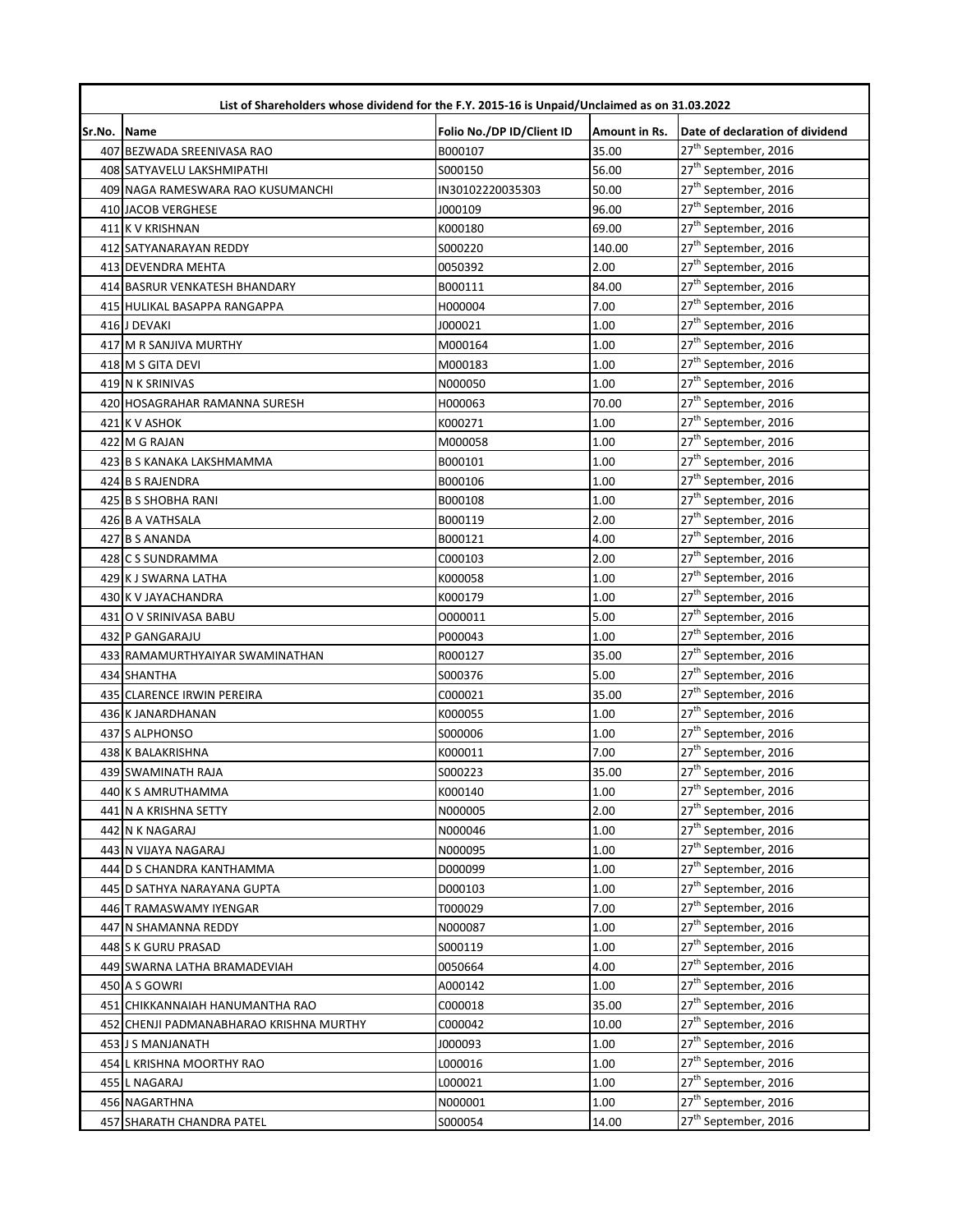| List of Shareholders whose dividend for the F.Y. 2015-16 is Unpaid/Unclaimed as on 31.03.2022 | | | | |
|---|---|---|---|---|
| Sr.No. | Name | Folio No./DP ID/Client ID | Amount in Rs. | Date of declaration of dividend |
| 407 | BEZWADA SREENIVASA RAO | B000107 | 35.00 | 27th September, 2016 |
| 408 | SATYAVELU LAKSHMIPATHI | S000150 | 56.00 | 27th September, 2016 |
| 409 | NAGA RAMESWARA RAO KUSUMANCHI | IN30102220035303 | 50.00 | 27th September, 2016 |
| 410 | JACOB VERGHESE | J000109 | 96.00 | 27th September, 2016 |
| 411 | K V KRISHNAN | K000180 | 69.00 | 27th September, 2016 |
| 412 | SATYANARAYAN REDDY | S000220 | 140.00 | 27th September, 2016 |
| 413 | DEVENDRA MEHTA | 0050392 | 2.00 | 27th September, 2016 |
| 414 | BASRUR VENKATESH BHANDARY | B000111 | 84.00 | 27th September, 2016 |
| 415 | HULIKAL BASAPPA RANGAPPA | H000004 | 7.00 | 27th September, 2016 |
| 416 | J DEVAKI | J000021 | 1.00 | 27th September, 2016 |
| 417 | M R SANJIVA MURTHY | M000164 | 1.00 | 27th September, 2016 |
| 418 | M S GITA DEVI | M000183 | 1.00 | 27th September, 2016 |
| 419 | N K SRINIVAS | N000050 | 1.00 | 27th September, 2016 |
| 420 | HOSAGRAHAR RAMANNA SURESH | H000063 | 70.00 | 27th September, 2016 |
| 421 | K V ASHOK | K000271 | 1.00 | 27th September, 2016 |
| 422 | M G RAJAN | M000058 | 1.00 | 27th September, 2016 |
| 423 | B S KANAKA LAKSHMAMMA | B000101 | 1.00 | 27th September, 2016 |
| 424 | B S RAJENDRA | B000106 | 1.00 | 27th September, 2016 |
| 425 | B S SHOBHA RANI | B000108 | 1.00 | 27th September, 2016 |
| 426 | B A VATHSALA | B000119 | 2.00 | 27th September, 2016 |
| 427 | B S ANANDA | B000121 | 4.00 | 27th September, 2016 |
| 428 | C S SUNDRAMMA | C000103 | 2.00 | 27th September, 2016 |
| 429 | K J SWARNA LATHA | K000058 | 1.00 | 27th September, 2016 |
| 430 | K V JAYACHANDRA | K000179 | 1.00 | 27th September, 2016 |
| 431 | O V SRINIVASA BABU | O000011 | 5.00 | 27th September, 2016 |
| 432 | P GANGARAJU | P000043 | 1.00 | 27th September, 2016 |
| 433 | RAMAMURTHYAIYAR SWAMINATHAN | R000127 | 35.00 | 27th September, 2016 |
| 434 | SHANTHA | S000376 | 5.00 | 27th September, 2016 |
| 435 | CLARENCE IRWIN PEREIRA | C000021 | 35.00 | 27th September, 2016 |
| 436 | K JANARDHANAN | K000055 | 1.00 | 27th September, 2016 |
| 437 | S ALPHONSO | S000006 | 1.00 | 27th September, 2016 |
| 438 | K BALAKRISHNA | K000011 | 7.00 | 27th September, 2016 |
| 439 | SWAMINATH RAJA | S000223 | 35.00 | 27th September, 2016 |
| 440 | K S AMRUTHAMMA | K000140 | 1.00 | 27th September, 2016 |
| 441 | N A KRISHNA SETTY | N000005 | 2.00 | 27th September, 2016 |
| 442 | N K NAGARAJ | N000046 | 1.00 | 27th September, 2016 |
| 443 | N VIJAYA NAGARAJ | N000095 | 1.00 | 27th September, 2016 |
| 444 | D S CHANDRA KANTHAMMA | D000099 | 1.00 | 27th September, 2016 |
| 445 | D SATHYA NARAYANA GUPTA | D000103 | 1.00 | 27th September, 2016 |
| 446 | T RAMASWAMY IYENGAR | T000029 | 7.00 | 27th September, 2016 |
| 447 | N SHAMANNA REDDY | N000087 | 1.00 | 27th September, 2016 |
| 448 | S K GURU PRASAD | S000119 | 1.00 | 27th September, 2016 |
| 449 | SWARNA LATHA BRAMADEVIAH | 0050664 | 4.00 | 27th September, 2016 |
| 450 | A S GOWRI | A000142 | 1.00 | 27th September, 2016 |
| 451 | CHIKKANNAIAH HANUMANTHA RAO | C000018 | 35.00 | 27th September, 2016 |
| 452 | CHENJI PADMANABHARAO KRISHNA MURTHY | C000042 | 10.00 | 27th September, 2016 |
| 453 | J S MANJANATH | J000093 | 1.00 | 27th September, 2016 |
| 454 | L KRISHNA MOORTHY RAO | L000016 | 1.00 | 27th September, 2016 |
| 455 | L NAGARAJ | L000021 | 1.00 | 27th September, 2016 |
| 456 | NAGARTHNA | N000001 | 1.00 | 27th September, 2016 |
| 457 | SHARATH CHANDRA PATEL | S000054 | 14.00 | 27th September, 2016 |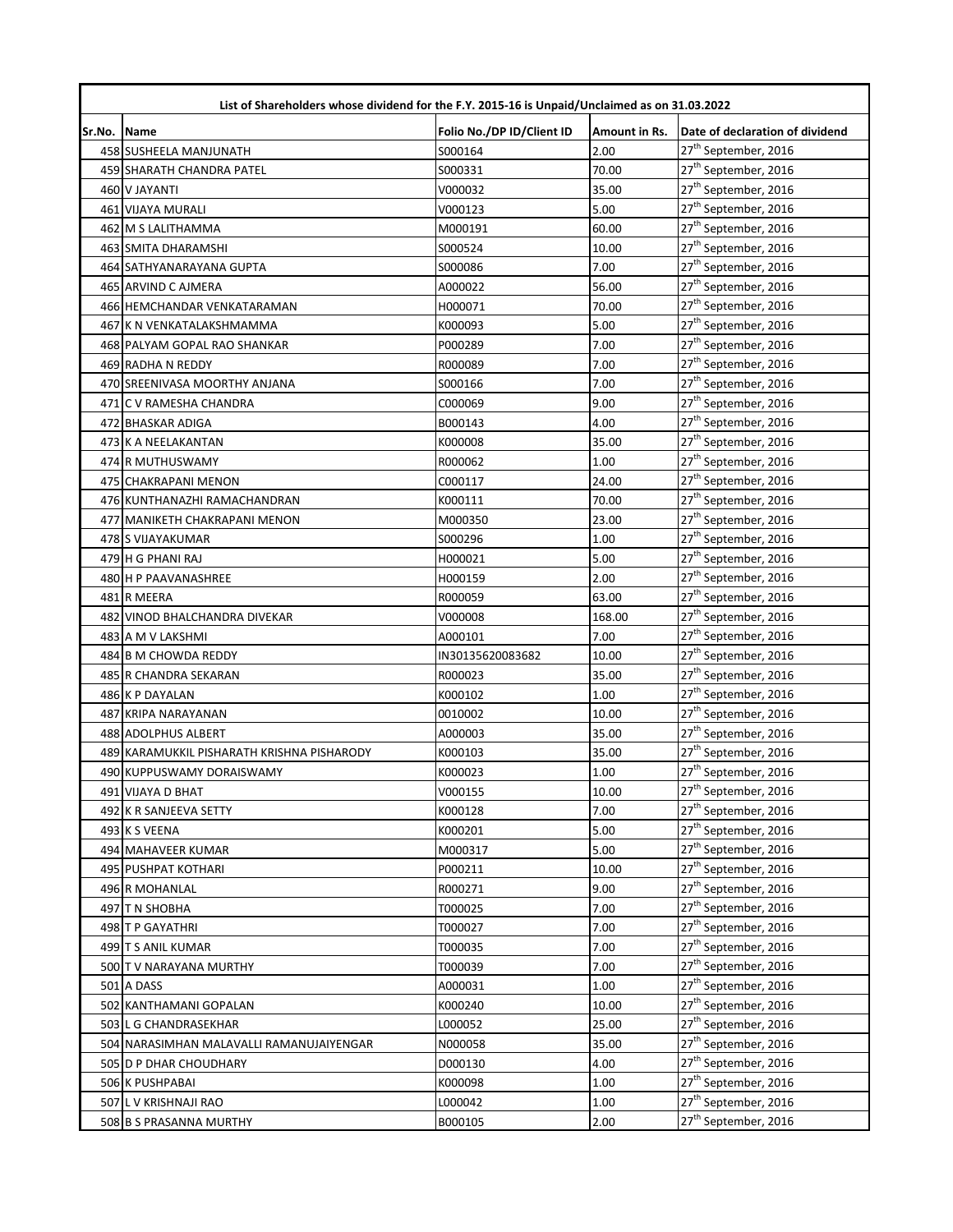| List of Shareholders whose dividend for the F.Y. 2015-16 is Unpaid/Unclaimed as on 31.03.2022 | | | | |
|---|---|---|---|---|
| Sr.No. | Name | Folio No./DP ID/Client ID | Amount in Rs. | Date of declaration of dividend |
| 458 | SUSHEELA MANJUNATH | S000164 | 2.00 | 27th September, 2016 |
| 459 | SHARATH CHANDRA PATEL | S000331 | 70.00 | 27th September, 2016 |
| 460 | V JAYANTI | V000032 | 35.00 | 27th September, 2016 |
| 461 | VIJAYA MURALI | V000123 | 5.00 | 27th September, 2016 |
| 462 | M S LALITHAMMA | M000191 | 60.00 | 27th September, 2016 |
| 463 | SMITA DHARAMSHI | S000524 | 10.00 | 27th September, 2016 |
| 464 | SATHYANARAYANA GUPTA | S000086 | 7.00 | 27th September, 2016 |
| 465 | ARVIND C AJMERA | A000022 | 56.00 | 27th September, 2016 |
| 466 | HEMCHANDAR VENKATARAMAN | H000071 | 70.00 | 27th September, 2016 |
| 467 | K N VENKATALAKSHMAMMA | K000093 | 5.00 | 27th September, 2016 |
| 468 | PALYAM GOPAL RAO SHANKAR | P000289 | 7.00 | 27th September, 2016 |
| 469 | RADHA N REDDY | R000089 | 7.00 | 27th September, 2016 |
| 470 | SREENIVASA MOORTHY ANJANA | S000166 | 7.00 | 27th September, 2016 |
| 471 | C V RAMESHA CHANDRA | C000069 | 9.00 | 27th September, 2016 |
| 472 | BHASKAR ADIGA | B000143 | 4.00 | 27th September, 2016 |
| 473 | K A NEELAKANTAN | K000008 | 35.00 | 27th September, 2016 |
| 474 | R MUTHUSWAMY | R000062 | 1.00 | 27th September, 2016 |
| 475 | CHAKRAPANI MENON | C000117 | 24.00 | 27th September, 2016 |
| 476 | KUNTHANAZHI RAMACHANDRAN | K000111 | 70.00 | 27th September, 2016 |
| 477 | MANIKETH CHAKRAPANI MENON | M000350 | 23.00 | 27th September, 2016 |
| 478 | S VIJAYAKUMAR | S000296 | 1.00 | 27th September, 2016 |
| 479 | H G PHANI RAJ | H000021 | 5.00 | 27th September, 2016 |
| 480 | H P PAAVANASHREE | H000159 | 2.00 | 27th September, 2016 |
| 481 | R MEERA | R000059 | 63.00 | 27th September, 2016 |
| 482 | VINOD BHALCHANDRA DIVEKAR | V000008 | 168.00 | 27th September, 2016 |
| 483 | A M V LAKSHMI | A000101 | 7.00 | 27th September, 2016 |
| 484 | B M CHOWDA REDDY | IN30135620083682 | 10.00 | 27th September, 2016 |
| 485 | R CHANDRA SEKARAN | R000023 | 35.00 | 27th September, 2016 |
| 486 | K P DAYALAN | K000102 | 1.00 | 27th September, 2016 |
| 487 | KRIPA NARAYANAN | 0010002 | 10.00 | 27th September, 2016 |
| 488 | ADOLPHUS ALBERT | A000003 | 35.00 | 27th September, 2016 |
| 489 | KARAMUKKIL PISHARATH KRISHNA PISHARODY | K000103 | 35.00 | 27th September, 2016 |
| 490 | KUPPUSWAMY DORAISWAMY | K000023 | 1.00 | 27th September, 2016 |
| 491 | VIJAYA D BHAT | V000155 | 10.00 | 27th September, 2016 |
| 492 | K R SANJEEVA SETTY | K000128 | 7.00 | 27th September, 2016 |
| 493 | K S VEENA | K000201 | 5.00 | 27th September, 2016 |
| 494 | MAHAVEER KUMAR | M000317 | 5.00 | 27th September, 2016 |
| 495 | PUSHPAT KOTHARI | P000211 | 10.00 | 27th September, 2016 |
| 496 | R MOHANLAL | R000271 | 9.00 | 27th September, 2016 |
| 497 | T N SHOBHA | T000025 | 7.00 | 27th September, 2016 |
| 498 | T P GAYATHRI | T000027 | 7.00 | 27th September, 2016 |
| 499 | T S ANIL KUMAR | T000035 | 7.00 | 27th September, 2016 |
| 500 | T V NARAYANA MURTHY | T000039 | 7.00 | 27th September, 2016 |
| 501 | A DASS | A000031 | 1.00 | 27th September, 2016 |
| 502 | KANTHAMANI GOPALAN | K000240 | 10.00 | 27th September, 2016 |
| 503 | L G CHANDRASEKHAR | L000052 | 25.00 | 27th September, 2016 |
| 504 | NARASIMHAN MALAVALLI RAMANUJAIYENGAR | N000058 | 35.00 | 27th September, 2016 |
| 505 | D P DHAR CHOUDHARY | D000130 | 4.00 | 27th September, 2016 |
| 506 | K PUSHPABAI | K000098 | 1.00 | 27th September, 2016 |
| 507 | L V KRISHNAJI RAO | L000042 | 1.00 | 27th September, 2016 |
| 508 | B S PRASANNA MURTHY | B000105 | 2.00 | 27th September, 2016 |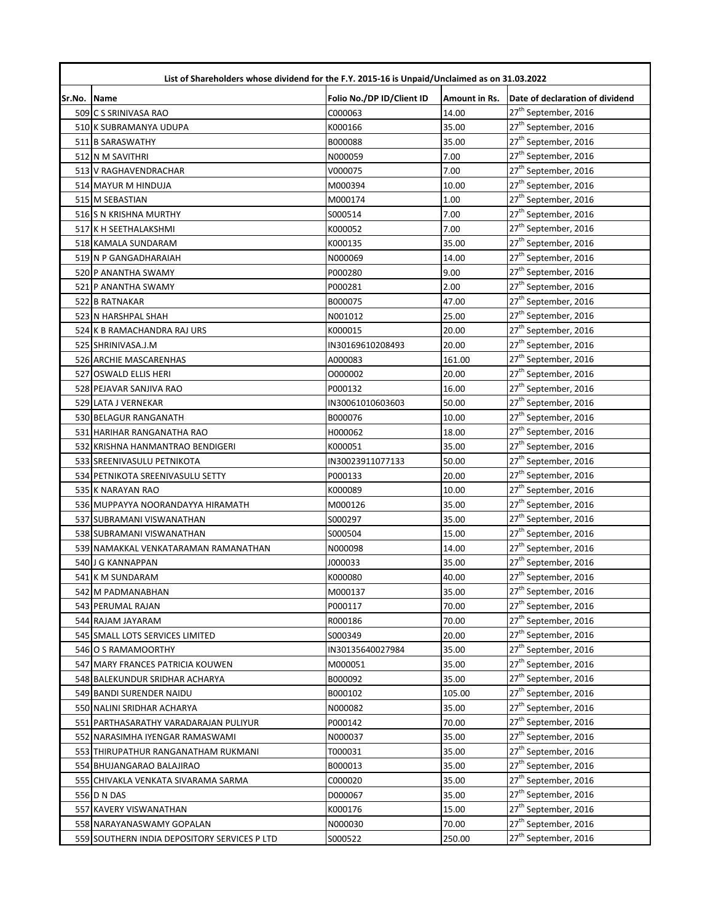| List of Shareholders whose dividend for the F.Y. 2015-16 is Unpaid/Unclaimed as on 31.03.2022 | | | | |
|---|---|---|---|---|
| Sr.No. | Name | Folio No./DP ID/Client ID | Amount in Rs. | Date of declaration of dividend |
| 509 | C S SRINIVASA RAO | C000063 | 14.00 | 27th September, 2016 |
| 510 | K SUBRAMANYA UDUPA | K000166 | 35.00 | 27th September, 2016 |
| 511 | B SARASWATHY | B000088 | 35.00 | 27th September, 2016 |
| 512 | N M SAVITHRI | N000059 | 7.00 | 27th September, 2016 |
| 513 | V RAGHAVENDRACHAR | V000075 | 7.00 | 27th September, 2016 |
| 514 | MAYUR M HINDUJA | M000394 | 10.00 | 27th September, 2016 |
| 515 | M SEBASTIAN | M000174 | 1.00 | 27th September, 2016 |
| 516 | S N KRISHNA MURTHY | S000514 | 7.00 | 27th September, 2016 |
| 517 | K H SEETHALAKSHMI | K000052 | 7.00 | 27th September, 2016 |
| 518 | KAMALA SUNDARAM | K000135 | 35.00 | 27th September, 2016 |
| 519 | N P GANGADHARAIAH | N000069 | 14.00 | 27th September, 2016 |
| 520 | P ANANTHA SWAMY | P000280 | 9.00 | 27th September, 2016 |
| 521 | P ANANTHA SWAMY | P000281 | 2.00 | 27th September, 2016 |
| 522 | B RATNAKAR | B000075 | 47.00 | 27th September, 2016 |
| 523 | N HARSHPAL SHAH | N001012 | 25.00 | 27th September, 2016 |
| 524 | K B RAMACHANDRA RAJ URS | K000015 | 20.00 | 27th September, 2016 |
| 525 | SHRINIVASA.J.M | IN30169610208493 | 20.00 | 27th September, 2016 |
| 526 | ARCHIE MASCARENHAS | A000083 | 161.00 | 27th September, 2016 |
| 527 | OSWALD ELLIS HERI | O000002 | 20.00 | 27th September, 2016 |
| 528 | PEJAVAR SANJIVA RAO | P000132 | 16.00 | 27th September, 2016 |
| 529 | LATA J VERNEKAR | IN30061010603603 | 50.00 | 27th September, 2016 |
| 530 | BELAGUR RANGANATH | B000076 | 10.00 | 27th September, 2016 |
| 531 | HARIHAR RANGANATHA RAO | H000062 | 18.00 | 27th September, 2016 |
| 532 | KRISHNA HANMANTRAO BENDIGERI | K000051 | 35.00 | 27th September, 2016 |
| 533 | SREENIVASULU PETNIKOTA | IN30023911077133 | 50.00 | 27th September, 2016 |
| 534 | PETNIKOTA SREENIVASULU SETTY | P000133 | 20.00 | 27th September, 2016 |
| 535 | K NARAYAN RAO | K000089 | 10.00 | 27th September, 2016 |
| 536 | MUPPAYYA NOORANDAYYA HIRAMATH | M000126 | 35.00 | 27th September, 2016 |
| 537 | SUBRAMANI VISWANATHAN | S000297 | 35.00 | 27th September, 2016 |
| 538 | SUBRAMANI VISWANATHAN | S000504 | 15.00 | 27th September, 2016 |
| 539 | NAMAKKAL VENKATARAMAN RAMANATHAN | N000098 | 14.00 | 27th September, 2016 |
| 540 | J G KANNAPPAN | J000033 | 35.00 | 27th September, 2016 |
| 541 | K M SUNDARAM | K000080 | 40.00 | 27th September, 2016 |
| 542 | M PADMANABHAN | M000137 | 35.00 | 27th September, 2016 |
| 543 | PERUMAL RAJAN | P000117 | 70.00 | 27th September, 2016 |
| 544 | RAJAM JAYARAM | R000186 | 70.00 | 27th September, 2016 |
| 545 | SMALL LOTS SERVICES LIMITED | S000349 | 20.00 | 27th September, 2016 |
| 546 | O S RAMAMOORTHY | IN30135640027984 | 35.00 | 27th September, 2016 |
| 547 | MARY FRANCES PATRICIA KOUWEN | M000051 | 35.00 | 27th September, 2016 |
| 548 | BALEKUNDUR SRIDHAR ACHARYA | B000092 | 35.00 | 27th September, 2016 |
| 549 | BANDI SURENDER NAIDU | B000102 | 105.00 | 27th September, 2016 |
| 550 | NALINI SRIDHAR ACHARYA | N000082 | 35.00 | 27th September, 2016 |
| 551 | PARTHASARATHY VARADARAJAN PULIYUR | P000142 | 70.00 | 27th September, 2016 |
| 552 | NARASIMHA IYENGAR RAMASWAMI | N000037 | 35.00 | 27th September, 2016 |
| 553 | THIRUPATHUR RANGANATHAM RUKMANI | T000031 | 35.00 | 27th September, 2016 |
| 554 | BHUJANGARAO BALAJIRAO | B000013 | 35.00 | 27th September, 2016 |
| 555 | CHIVAKLA VENKATA SIVARAMA SARMA | C000020 | 35.00 | 27th September, 2016 |
| 556 | D N DAS | D000067 | 35.00 | 27th September, 2016 |
| 557 | KAVERY VISWANATHAN | K000176 | 15.00 | 27th September, 2016 |
| 558 | NARAYANASWAMY GOPALAN | N000030 | 70.00 | 27th September, 2016 |
| 559 | SOUTHERN INDIA DEPOSITORY SERVICES P LTD | S000522 | 250.00 | 27th September, 2016 |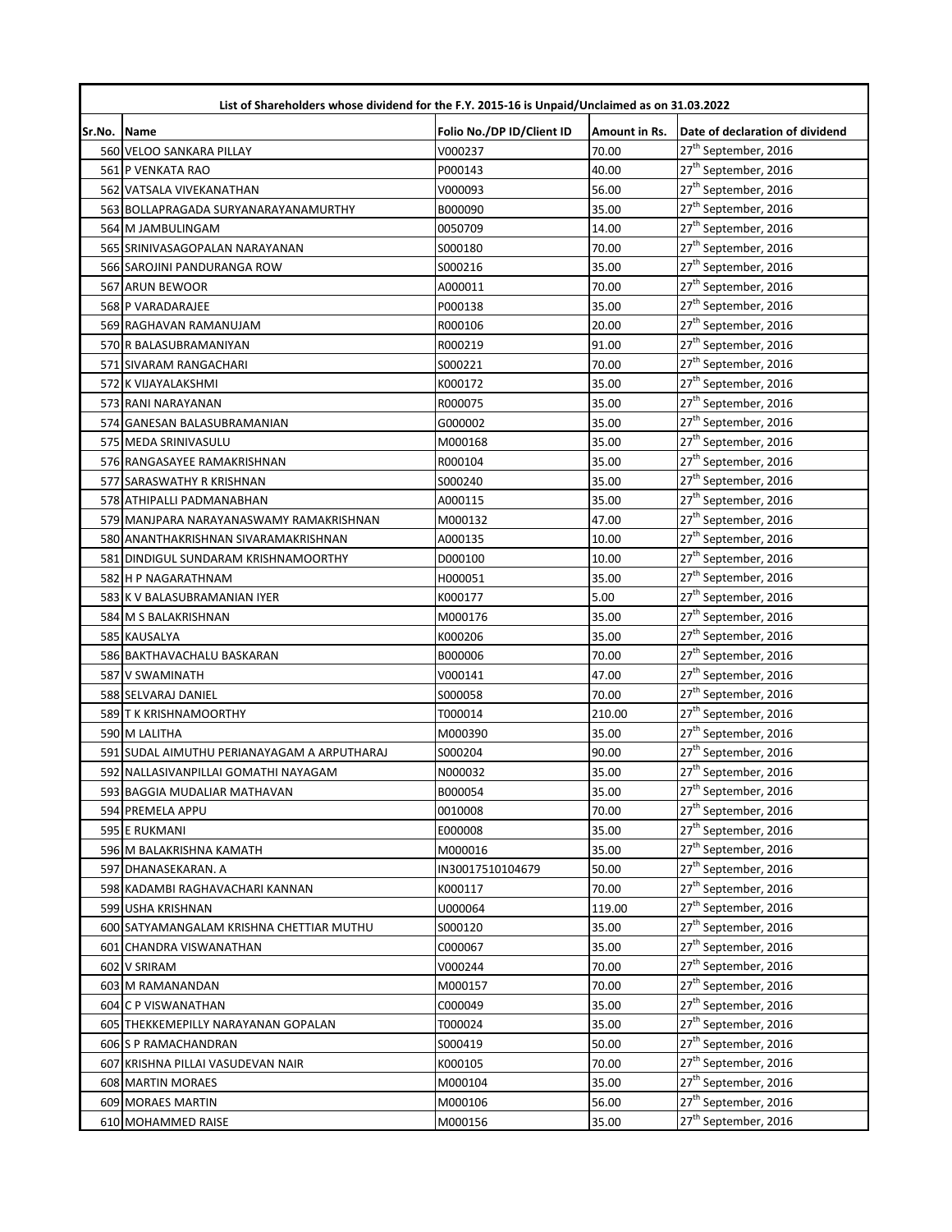| List of Shareholders whose dividend for the F.Y. 2015-16 is Unpaid/Unclaimed as on 31.03.2022 | | | | |
|---|---|---|---|---|
| Sr.No. | Name | Folio No./DP ID/Client ID | Amount in Rs. | Date of declaration of dividend |
| 560 | VELOO SANKARA PILLAY | V000237 | 70.00 | 27th September, 2016 |
| 561 | P VENKATA RAO | P000143 | 40.00 | 27th September, 2016 |
| 562 | VATSALA VIVEKANATHAN | V000093 | 56.00 | 27th September, 2016 |
| 563 | BOLLAPRAGADA SURYANARAYANAMURTHY | B000090 | 35.00 | 27th September, 2016 |
| 564 | M JAMBULINGAM | 0050709 | 14.00 | 27th September, 2016 |
| 565 | SRINIVASAGOPALAN NARAYANAN | S000180 | 70.00 | 27th September, 2016 |
| 566 | SAROJINI PANDURANGA ROW | S000216 | 35.00 | 27th September, 2016 |
| 567 | ARUN BEWOOR | A000011 | 70.00 | 27th September, 2016 |
| 568 | P VARADARAJEE | P000138 | 35.00 | 27th September, 2016 |
| 569 | RAGHAVAN RAMANUJAM | R000106 | 20.00 | 27th September, 2016 |
| 570 | R BALASUBRAMANIYAN | R000219 | 91.00 | 27th September, 2016 |
| 571 | SIVARAM RANGACHARI | S000221 | 70.00 | 27th September, 2016 |
| 572 | K VIJAYALAKSHMI | K000172 | 35.00 | 27th September, 2016 |
| 573 | RANI NARAYANAN | R000075 | 35.00 | 27th September, 2016 |
| 574 | GANESAN BALASUBRAMANIAN | G000002 | 35.00 | 27th September, 2016 |
| 575 | MEDA SRINIVASULU | M000168 | 35.00 | 27th September, 2016 |
| 576 | RANGASAYEE RAMAKRISHNAN | R000104 | 35.00 | 27th September, 2016 |
| 577 | SARASWATHY R KRISHNAN | S000240 | 35.00 | 27th September, 2016 |
| 578 | ATHIPALLI PADMANABHAN | A000115 | 35.00 | 27th September, 2016 |
| 579 | MANJPARA NARAYANASWAMY RAMAKRISHNAN | M000132 | 47.00 | 27th September, 2016 |
| 580 | ANANTHAKRISHNAN SIVARAMAKRISHNAN | A000135 | 10.00 | 27th September, 2016 |
| 581 | DINDIGUL SUNDARAM KRISHNAMOORTHY | D000100 | 10.00 | 27th September, 2016 |
| 582 | H P NAGARATHNAM | H000051 | 35.00 | 27th September, 2016 |
| 583 | K V BALASUBRAMANIAN IYER | K000177 | 5.00 | 27th September, 2016 |
| 584 | M S BALAKRISHNAN | M000176 | 35.00 | 27th September, 2016 |
| 585 | KAUSALYA | K000206 | 35.00 | 27th September, 2016 |
| 586 | BAKTHAVACHALU BASKARAN | B000006 | 70.00 | 27th September, 2016 |
| 587 | V SWAMINATH | V000141 | 47.00 | 27th September, 2016 |
| 588 | SELVARAJ DANIEL | S000058 | 70.00 | 27th September, 2016 |
| 589 | T K KRISHNAMOORTHY | T000014 | 210.00 | 27th September, 2016 |
| 590 | M LALITHA | M000390 | 35.00 | 27th September, 2016 |
| 591 | SUDAL AIMUTHU PERIANAYAGAM A ARPUTHARAJ | S000204 | 90.00 | 27th September, 2016 |
| 592 | NALLASIVANPILLAI GOMATHI NAYAGAM | N000032 | 35.00 | 27th September, 2016 |
| 593 | BAGGIA MUDALIAR MATHAVAN | B000054 | 35.00 | 27th September, 2016 |
| 594 | PREMELA APPU | 0010008 | 70.00 | 27th September, 2016 |
| 595 | E RUKMANI | E000008 | 35.00 | 27th September, 2016 |
| 596 | M BALAKRISHNA KAMATH | M000016 | 35.00 | 27th September, 2016 |
| 597 | DHANASEKARAN. A | IN30017510104679 | 50.00 | 27th September, 2016 |
| 598 | KADAMBI RAGHAVACHARI KANNAN | K000117 | 70.00 | 27th September, 2016 |
| 599 | USHA KRISHNAN | U000064 | 119.00 | 27th September, 2016 |
| 600 | SATYAMANGALAM KRISHNA CHETTIAR MUTHU | S000120 | 35.00 | 27th September, 2016 |
| 601 | CHANDRA VISWANATHAN | C000067 | 35.00 | 27th September, 2016 |
| 602 | V SRIRAM | V000244 | 70.00 | 27th September, 2016 |
| 603 | M RAMANANDAN | M000157 | 70.00 | 27th September, 2016 |
| 604 | C P VISWANATHAN | C000049 | 35.00 | 27th September, 2016 |
| 605 | THEKKEMEPILLY NARAYANAN GOPALAN | T000024 | 35.00 | 27th September, 2016 |
| 606 | S P RAMACHANDRAN | S000419 | 50.00 | 27th September, 2016 |
| 607 | KRISHNA PILLAI VASUDEVAN NAIR | K000105 | 70.00 | 27th September, 2016 |
| 608 | MARTIN MORAES | M000104 | 35.00 | 27th September, 2016 |
| 609 | MORAES MARTIN | M000106 | 56.00 | 27th September, 2016 |
| 610 | MOHAMMED RAISE | M000156 | 35.00 | 27th September, 2016 |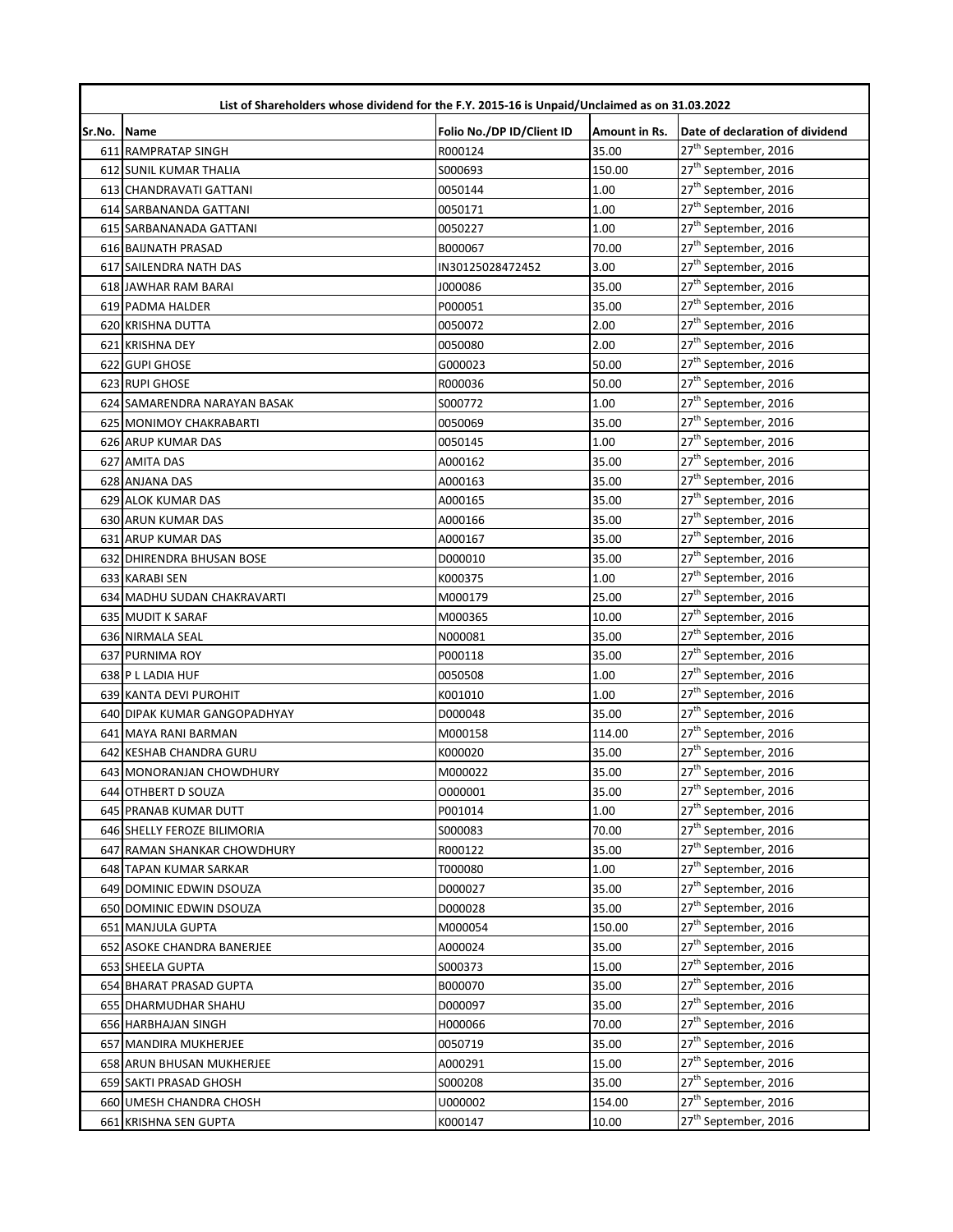| List of Shareholders whose dividend for the F.Y. 2015-16 is Unpaid/Unclaimed as on 31.03.2022 | | | | |
|---|---|---|---|---|
| Sr.No. | Name | Folio No./DP ID/Client ID | Amount in Rs. | Date of declaration of dividend |
| 611 | RAMPRATAP SINGH | R000124 | 35.00 | 27th September, 2016 |
| 612 | SUNIL KUMAR THALIA | S000693 | 150.00 | 27th September, 2016 |
| 613 | CHANDRAVATI GATTANI | 0050144 | 1.00 | 27th September, 2016 |
| 614 | SARBANANDA GATTANI | 0050171 | 1.00 | 27th September, 2016 |
| 615 | SARBANANADA GATTANI | 0050227 | 1.00 | 27th September, 2016 |
| 616 | BAIJNATH PRASAD | B000067 | 70.00 | 27th September, 2016 |
| 617 | SAILENDRA NATH DAS | IN30125028472452 | 3.00 | 27th September, 2016 |
| 618 | JAWHAR RAM BARAI | J000086 | 35.00 | 27th September, 2016 |
| 619 | PADMA HALDER | P000051 | 35.00 | 27th September, 2016 |
| 620 | KRISHNA DUTTA | 0050072 | 2.00 | 27th September, 2016 |
| 621 | KRISHNA DEY | 0050080 | 2.00 | 27th September, 2016 |
| 622 | GUPI GHOSE | G000023 | 50.00 | 27th September, 2016 |
| 623 | RUPI GHOSE | R000036 | 50.00 | 27th September, 2016 |
| 624 | SAMARENDRA NARAYAN BASAK | S000772 | 1.00 | 27th September, 2016 |
| 625 | MONIMOY CHAKRABARTI | 0050069 | 35.00 | 27th September, 2016 |
| 626 | ARUP KUMAR DAS | 0050145 | 1.00 | 27th September, 2016 |
| 627 | AMITA DAS | A000162 | 35.00 | 27th September, 2016 |
| 628 | ANJANA DAS | A000163 | 35.00 | 27th September, 2016 |
| 629 | ALOK KUMAR DAS | A000165 | 35.00 | 27th September, 2016 |
| 630 | ARUN KUMAR DAS | A000166 | 35.00 | 27th September, 2016 |
| 631 | ARUP KUMAR DAS | A000167 | 35.00 | 27th September, 2016 |
| 632 | DHIRENDRA BHUSAN BOSE | D000010 | 35.00 | 27th September, 2016 |
| 633 | KARABI SEN | K000375 | 1.00 | 27th September, 2016 |
| 634 | MADHU SUDAN CHAKRAVARTI | M000179 | 25.00 | 27th September, 2016 |
| 635 | MUDIT K SARAF | M000365 | 10.00 | 27th September, 2016 |
| 636 | NIRMALA SEAL | N000081 | 35.00 | 27th September, 2016 |
| 637 | PURNIMA ROY | P000118 | 35.00 | 27th September, 2016 |
| 638 | P L LADIA HUF | 0050508 | 1.00 | 27th September, 2016 |
| 639 | KANTA DEVI PUROHIT | K001010 | 1.00 | 27th September, 2016 |
| 640 | DIPAK KUMAR GANGOPADHYAY | D000048 | 35.00 | 27th September, 2016 |
| 641 | MAYA RANI BARMAN | M000158 | 114.00 | 27th September, 2016 |
| 642 | KESHAB CHANDRA GURU | K000020 | 35.00 | 27th September, 2016 |
| 643 | MONORANJAN CHOWDHURY | M000022 | 35.00 | 27th September, 2016 |
| 644 | OTHBERT D SOUZA | O000001 | 35.00 | 27th September, 2016 |
| 645 | PRANAB KUMAR DUTT | P001014 | 1.00 | 27th September, 2016 |
| 646 | SHELLY FEROZE BILIMORIA | S000083 | 70.00 | 27th September, 2016 |
| 647 | RAMAN SHANKAR CHOWDHURY | R000122 | 35.00 | 27th September, 2016 |
| 648 | TAPAN KUMAR SARKAR | T000080 | 1.00 | 27th September, 2016 |
| 649 | DOMINIC EDWIN DSOUZA | D000027 | 35.00 | 27th September, 2016 |
| 650 | DOMINIC EDWIN DSOUZA | D000028 | 35.00 | 27th September, 2016 |
| 651 | MANJULA GUPTA | M000054 | 150.00 | 27th September, 2016 |
| 652 | ASOKE CHANDRA BANERJEE | A000024 | 35.00 | 27th September, 2016 |
| 653 | SHEELA GUPTA | S000373 | 15.00 | 27th September, 2016 |
| 654 | BHARAT PRASAD GUPTA | B000070 | 35.00 | 27th September, 2016 |
| 655 | DHARMUDHAR SHAHU | D000097 | 35.00 | 27th September, 2016 |
| 656 | HARBHAJAN SINGH | H000066 | 70.00 | 27th September, 2016 |
| 657 | MANDIRA MUKHERJEE | 0050719 | 35.00 | 27th September, 2016 |
| 658 | ARUN BHUSAN MUKHERJEE | A000291 | 15.00 | 27th September, 2016 |
| 659 | SAKTI PRASAD GHOSH | S000208 | 35.00 | 27th September, 2016 |
| 660 | UMESH CHANDRA CHOSH | U000002 | 154.00 | 27th September, 2016 |
| 661 | KRISHNA SEN GUPTA | K000147 | 10.00 | 27th September, 2016 |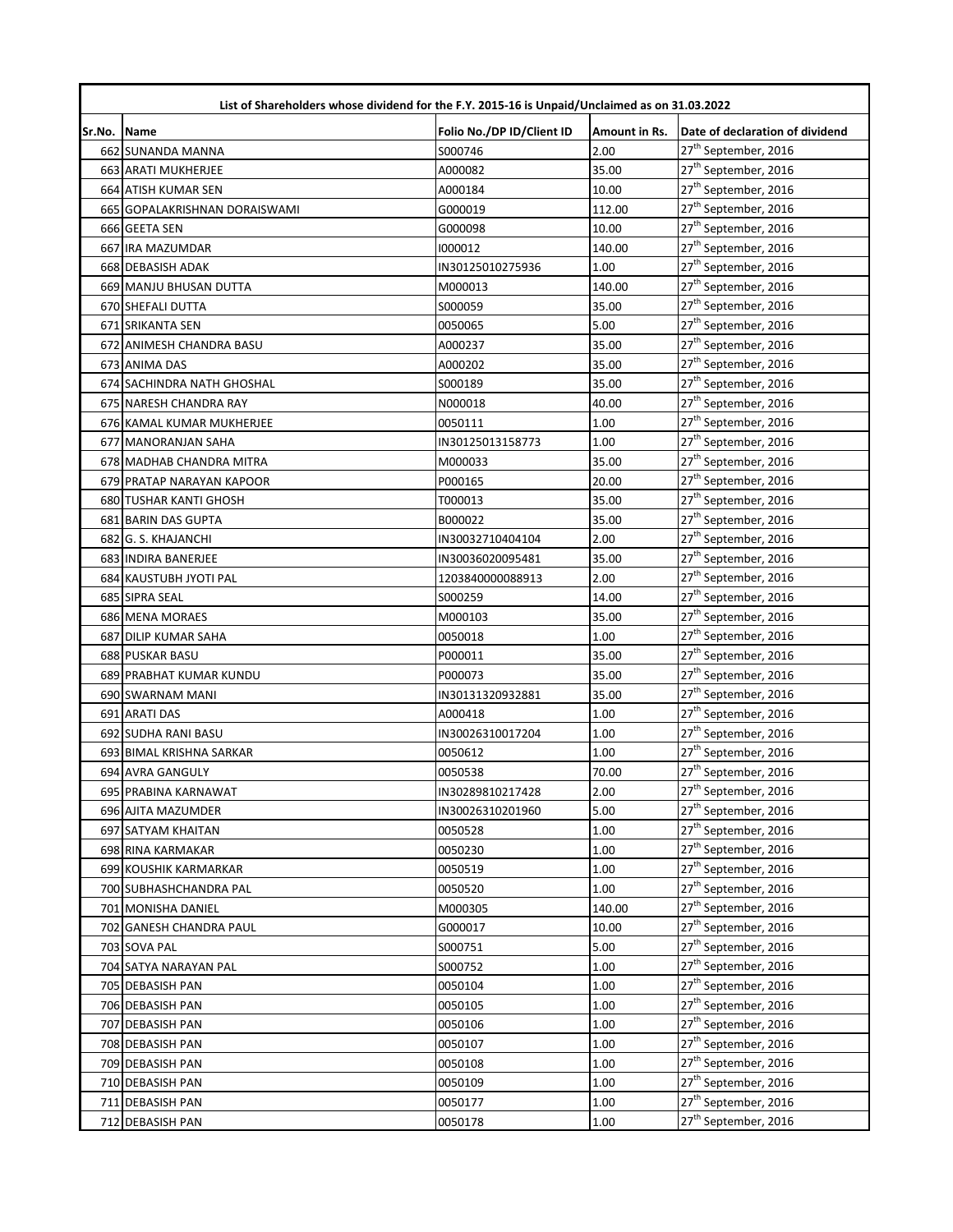| List of Shareholders whose dividend for the F.Y. 2015-16 is Unpaid/Unclaimed as on 31.03.2022 | | | | |
|---|---|---|---|---|
| Sr.No. | Name | Folio No./DP ID/Client ID | Amount in Rs. | Date of declaration of dividend |
| 662 | SUNANDA MANNA | S000746 | 2.00 | 27th September, 2016 |
| 663 | ARATI MUKHERJEE | A000082 | 35.00 | 27th September, 2016 |
| 664 | ATISH KUMAR SEN | A000184 | 10.00 | 27th September, 2016 |
| 665 | GOPALAKRISHNAN DORAISWAMI | G000019 | 112.00 | 27th September, 2016 |
| 666 | GEETA SEN | G000098 | 10.00 | 27th September, 2016 |
| 667 | IRA MAZUMDAR | I000012 | 140.00 | 27th September, 2016 |
| 668 | DEBASISH ADAK | IN30125010275936 | 1.00 | 27th September, 2016 |
| 669 | MANJU BHUSAN DUTTA | M000013 | 140.00 | 27th September, 2016 |
| 670 | SHEFALI DUTTA | S000059 | 35.00 | 27th September, 2016 |
| 671 | SRIKANTA SEN | 0050065 | 5.00 | 27th September, 2016 |
| 672 | ANIMESH CHANDRA BASU | A000237 | 35.00 | 27th September, 2016 |
| 673 | ANIMA DAS | A000202 | 35.00 | 27th September, 2016 |
| 674 | SACHINDRA NATH GHOSHAL | S000189 | 35.00 | 27th September, 2016 |
| 675 | NARESH CHANDRA RAY | N000018 | 40.00 | 27th September, 2016 |
| 676 | KAMAL KUMAR MUKHERJEE | 0050111 | 1.00 | 27th September, 2016 |
| 677 | MANORANJAN SAHA | IN30125013158773 | 1.00 | 27th September, 2016 |
| 678 | MADHAB CHANDRA MITRA | M000033 | 35.00 | 27th September, 2016 |
| 679 | PRATAP NARAYAN KAPOOR | P000165 | 20.00 | 27th September, 2016 |
| 680 | TUSHAR KANTI GHOSH | T000013 | 35.00 | 27th September, 2016 |
| 681 | BARIN DAS GUPTA | B000022 | 35.00 | 27th September, 2016 |
| 682 | G. S. KHAJANCHI | IN30032710404104 | 2.00 | 27th September, 2016 |
| 683 | INDIRA BANERJEE | IN30036020095481 | 35.00 | 27th September, 2016 |
| 684 | KAUSTUBH JYOTI PAL | 1203840000088913 | 2.00 | 27th September, 2016 |
| 685 | SIPRA SEAL | S000259 | 14.00 | 27th September, 2016 |
| 686 | MENA MORAES | M000103 | 35.00 | 27th September, 2016 |
| 687 | DILIP KUMAR SAHA | 0050018 | 1.00 | 27th September, 2016 |
| 688 | PUSKAR BASU | P000011 | 35.00 | 27th September, 2016 |
| 689 | PRABHAT KUMAR KUNDU | P000073 | 35.00 | 27th September, 2016 |
| 690 | SWARNAM MANI | IN30131320932881 | 35.00 | 27th September, 2016 |
| 691 | ARATI DAS | A000418 | 1.00 | 27th September, 2016 |
| 692 | SUDHA RANI BASU | IN30026310017204 | 1.00 | 27th September, 2016 |
| 693 | BIMAL KRISHNA SARKAR | 0050612 | 1.00 | 27th September, 2016 |
| 694 | AVRA GANGULY | 0050538 | 70.00 | 27th September, 2016 |
| 695 | PRABINA KARNAWAT | IN30289810217428 | 2.00 | 27th September, 2016 |
| 696 | AJITA MAZUMDER | IN30026310201960 | 5.00 | 27th September, 2016 |
| 697 | SATYAM KHAITAN | 0050528 | 1.00 | 27th September, 2016 |
| 698 | RINA KARMAKAR | 0050230 | 1.00 | 27th September, 2016 |
| 699 | KOUSHIK KARMARKAR | 0050519 | 1.00 | 27th September, 2016 |
| 700 | SUBHASHCHANDRA PAL | 0050520 | 1.00 | 27th September, 2016 |
| 701 | MONISHA DANIEL | M000305 | 140.00 | 27th September, 2016 |
| 702 | GANESH CHANDRA PAUL | G000017 | 10.00 | 27th September, 2016 |
| 703 | SOVA PAL | S000751 | 5.00 | 27th September, 2016 |
| 704 | SATYA NARAYAN PAL | S000752 | 1.00 | 27th September, 2016 |
| 705 | DEBASISH PAN | 0050104 | 1.00 | 27th September, 2016 |
| 706 | DEBASISH PAN | 0050105 | 1.00 | 27th September, 2016 |
| 707 | DEBASISH PAN | 0050106 | 1.00 | 27th September, 2016 |
| 708 | DEBASISH PAN | 0050107 | 1.00 | 27th September, 2016 |
| 709 | DEBASISH PAN | 0050108 | 1.00 | 27th September, 2016 |
| 710 | DEBASISH PAN | 0050109 | 1.00 | 27th September, 2016 |
| 711 | DEBASISH PAN | 0050177 | 1.00 | 27th September, 2016 |
| 712 | DEBASISH PAN | 0050178 | 1.00 | 27th September, 2016 |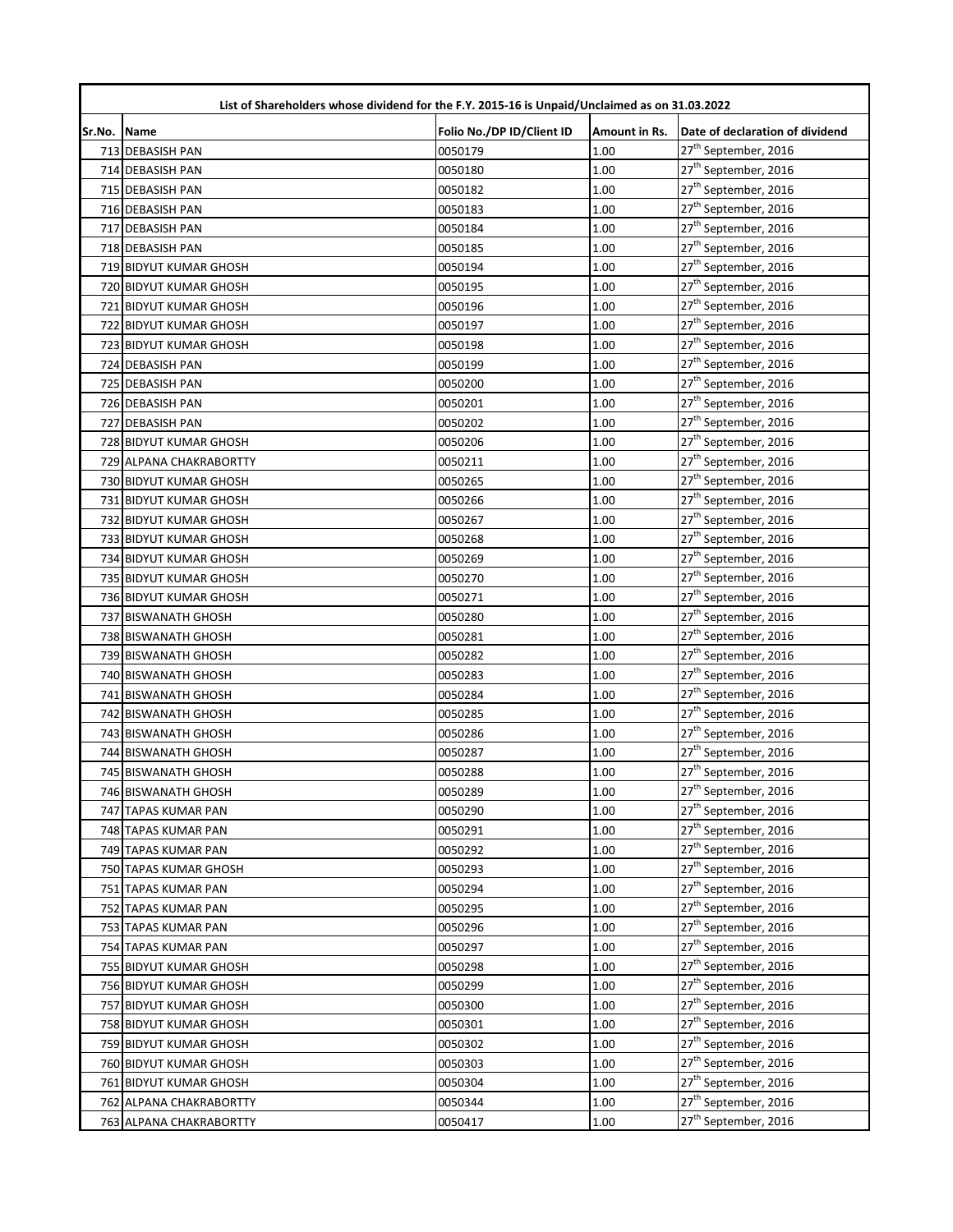| List of Shareholders whose dividend for the F.Y. 2015-16 is Unpaid/Unclaimed as on 31.03.2022 | | | | |
|---|---|---|---|---|
| Sr.No. | Name | Folio No./DP ID/Client ID | Amount in Rs. | Date of declaration of dividend |
| 713 | DEBASISH PAN | 0050179 | 1.00 | 27th September, 2016 |
| 714 | DEBASISH PAN | 0050180 | 1.00 | 27th September, 2016 |
| 715 | DEBASISH PAN | 0050182 | 1.00 | 27th September, 2016 |
| 716 | DEBASISH PAN | 0050183 | 1.00 | 27th September, 2016 |
| 717 | DEBASISH PAN | 0050184 | 1.00 | 27th September, 2016 |
| 718 | DEBASISH PAN | 0050185 | 1.00 | 27th September, 2016 |
| 719 | BIDYUT KUMAR GHOSH | 0050194 | 1.00 | 27th September, 2016 |
| 720 | BIDYUT KUMAR GHOSH | 0050195 | 1.00 | 27th September, 2016 |
| 721 | BIDYUT KUMAR GHOSH | 0050196 | 1.00 | 27th September, 2016 |
| 722 | BIDYUT KUMAR GHOSH | 0050197 | 1.00 | 27th September, 2016 |
| 723 | BIDYUT KUMAR GHOSH | 0050198 | 1.00 | 27th September, 2016 |
| 724 | DEBASISH PAN | 0050199 | 1.00 | 27th September, 2016 |
| 725 | DEBASISH PAN | 0050200 | 1.00 | 27th September, 2016 |
| 726 | DEBASISH PAN | 0050201 | 1.00 | 27th September, 2016 |
| 727 | DEBASISH PAN | 0050202 | 1.00 | 27th September, 2016 |
| 728 | BIDYUT KUMAR GHOSH | 0050206 | 1.00 | 27th September, 2016 |
| 729 | ALPANA CHAKRABORTTY | 0050211 | 1.00 | 27th September, 2016 |
| 730 | BIDYUT KUMAR GHOSH | 0050265 | 1.00 | 27th September, 2016 |
| 731 | BIDYUT KUMAR GHOSH | 0050266 | 1.00 | 27th September, 2016 |
| 732 | BIDYUT KUMAR GHOSH | 0050267 | 1.00 | 27th September, 2016 |
| 733 | BIDYUT KUMAR GHOSH | 0050268 | 1.00 | 27th September, 2016 |
| 734 | BIDYUT KUMAR GHOSH | 0050269 | 1.00 | 27th September, 2016 |
| 735 | BIDYUT KUMAR GHOSH | 0050270 | 1.00 | 27th September, 2016 |
| 736 | BIDYUT KUMAR GHOSH | 0050271 | 1.00 | 27th September, 2016 |
| 737 | BISWANATH GHOSH | 0050280 | 1.00 | 27th September, 2016 |
| 738 | BISWANATH GHOSH | 0050281 | 1.00 | 27th September, 2016 |
| 739 | BISWANATH GHOSH | 0050282 | 1.00 | 27th September, 2016 |
| 740 | BISWANATH GHOSH | 0050283 | 1.00 | 27th September, 2016 |
| 741 | BISWANATH GHOSH | 0050284 | 1.00 | 27th September, 2016 |
| 742 | BISWANATH GHOSH | 0050285 | 1.00 | 27th September, 2016 |
| 743 | BISWANATH GHOSH | 0050286 | 1.00 | 27th September, 2016 |
| 744 | BISWANATH GHOSH | 0050287 | 1.00 | 27th September, 2016 |
| 745 | BISWANATH GHOSH | 0050288 | 1.00 | 27th September, 2016 |
| 746 | BISWANATH GHOSH | 0050289 | 1.00 | 27th September, 2016 |
| 747 | TAPAS KUMAR PAN | 0050290 | 1.00 | 27th September, 2016 |
| 748 | TAPAS KUMAR PAN | 0050291 | 1.00 | 27th September, 2016 |
| 749 | TAPAS KUMAR PAN | 0050292 | 1.00 | 27th September, 2016 |
| 750 | TAPAS KUMAR GHOSH | 0050293 | 1.00 | 27th September, 2016 |
| 751 | TAPAS KUMAR PAN | 0050294 | 1.00 | 27th September, 2016 |
| 752 | TAPAS KUMAR PAN | 0050295 | 1.00 | 27th September, 2016 |
| 753 | TAPAS KUMAR PAN | 0050296 | 1.00 | 27th September, 2016 |
| 754 | TAPAS KUMAR PAN | 0050297 | 1.00 | 27th September, 2016 |
| 755 | BIDYUT KUMAR GHOSH | 0050298 | 1.00 | 27th September, 2016 |
| 756 | BIDYUT KUMAR GHOSH | 0050299 | 1.00 | 27th September, 2016 |
| 757 | BIDYUT KUMAR GHOSH | 0050300 | 1.00 | 27th September, 2016 |
| 758 | BIDYUT KUMAR GHOSH | 0050301 | 1.00 | 27th September, 2016 |
| 759 | BIDYUT KUMAR GHOSH | 0050302 | 1.00 | 27th September, 2016 |
| 760 | BIDYUT KUMAR GHOSH | 0050303 | 1.00 | 27th September, 2016 |
| 761 | BIDYUT KUMAR GHOSH | 0050304 | 1.00 | 27th September, 2016 |
| 762 | ALPANA CHAKRABORTTY | 0050344 | 1.00 | 27th September, 2016 |
| 763 | ALPANA CHAKRABORTTY | 0050417 | 1.00 | 27th September, 2016 |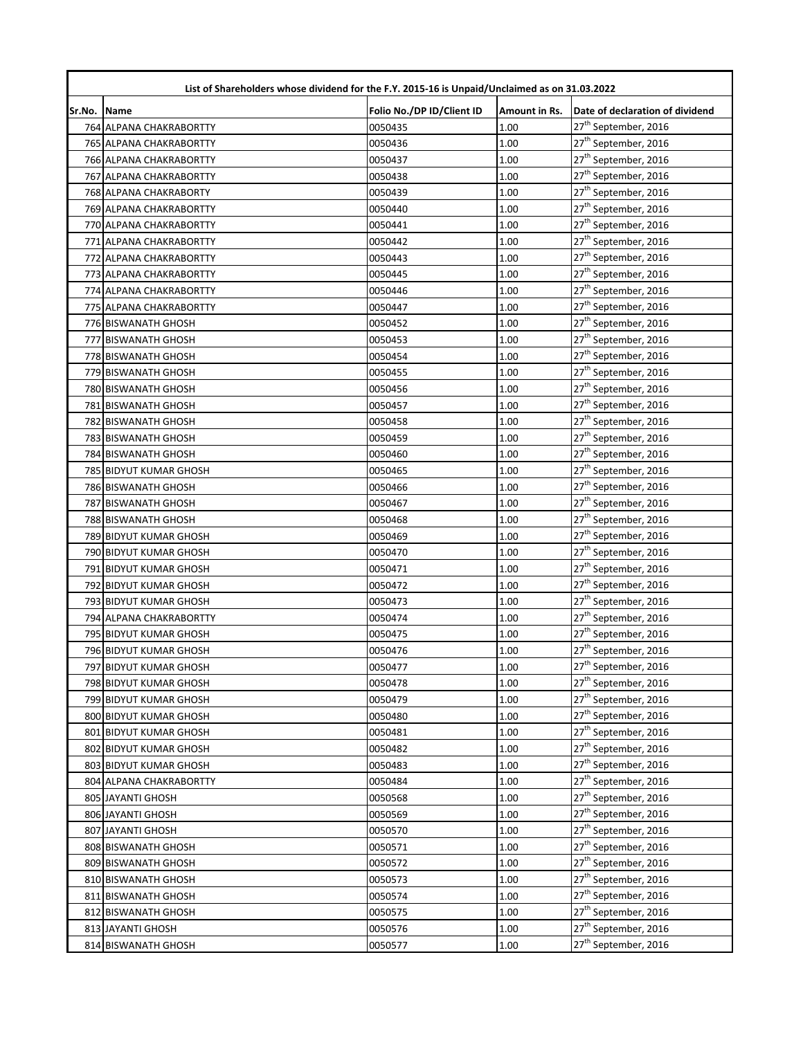| List of Shareholders whose dividend for the F.Y. 2015-16 is Unpaid/Unclaimed as on 31.03.2022 | | | | |
|---|---|---|---|---|
| Sr.No. | Name | Folio No./DP ID/Client ID | Amount in Rs. | Date of declaration of dividend |
| 764 | ALPANA CHAKRABORTTY | 0050435 | 1.00 | 27th September, 2016 |
| 765 | ALPANA CHAKRABORTTY | 0050436 | 1.00 | 27th September, 2016 |
| 766 | ALPANA CHAKRABORTTY | 0050437 | 1.00 | 27th September, 2016 |
| 767 | ALPANA CHAKRABORTTY | 0050438 | 1.00 | 27th September, 2016 |
| 768 | ALPANA CHAKRABORTY | 0050439 | 1.00 | 27th September, 2016 |
| 769 | ALPANA CHAKRABORTTY | 0050440 | 1.00 | 27th September, 2016 |
| 770 | ALPANA CHAKRABORTTY | 0050441 | 1.00 | 27th September, 2016 |
| 771 | ALPANA CHAKRABORTTY | 0050442 | 1.00 | 27th September, 2016 |
| 772 | ALPANA CHAKRABORTTY | 0050443 | 1.00 | 27th September, 2016 |
| 773 | ALPANA CHAKRABORTTY | 0050445 | 1.00 | 27th September, 2016 |
| 774 | ALPANA CHAKRABORTTY | 0050446 | 1.00 | 27th September, 2016 |
| 775 | ALPANA CHAKRABORTTY | 0050447 | 1.00 | 27th September, 2016 |
| 776 | BISWANATH GHOSH | 0050452 | 1.00 | 27th September, 2016 |
| 777 | BISWANATH GHOSH | 0050453 | 1.00 | 27th September, 2016 |
| 778 | BISWANATH GHOSH | 0050454 | 1.00 | 27th September, 2016 |
| 779 | BISWANATH GHOSH | 0050455 | 1.00 | 27th September, 2016 |
| 780 | BISWANATH GHOSH | 0050456 | 1.00 | 27th September, 2016 |
| 781 | BISWANATH GHOSH | 0050457 | 1.00 | 27th September, 2016 |
| 782 | BISWANATH GHOSH | 0050458 | 1.00 | 27th September, 2016 |
| 783 | BISWANATH GHOSH | 0050459 | 1.00 | 27th September, 2016 |
| 784 | BISWANATH GHOSH | 0050460 | 1.00 | 27th September, 2016 |
| 785 | BIDYUT KUMAR GHOSH | 0050465 | 1.00 | 27th September, 2016 |
| 786 | BISWANATH GHOSH | 0050466 | 1.00 | 27th September, 2016 |
| 787 | BISWANATH GHOSH | 0050467 | 1.00 | 27th September, 2016 |
| 788 | BISWANATH GHOSH | 0050468 | 1.00 | 27th September, 2016 |
| 789 | BIDYUT KUMAR GHOSH | 0050469 | 1.00 | 27th September, 2016 |
| 790 | BIDYUT KUMAR GHOSH | 0050470 | 1.00 | 27th September, 2016 |
| 791 | BIDYUT KUMAR GHOSH | 0050471 | 1.00 | 27th September, 2016 |
| 792 | BIDYUT KUMAR GHOSH | 0050472 | 1.00 | 27th September, 2016 |
| 793 | BIDYUT KUMAR GHOSH | 0050473 | 1.00 | 27th September, 2016 |
| 794 | ALPANA CHAKRABORTTY | 0050474 | 1.00 | 27th September, 2016 |
| 795 | BIDYUT KUMAR GHOSH | 0050475 | 1.00 | 27th September, 2016 |
| 796 | BIDYUT KUMAR GHOSH | 0050476 | 1.00 | 27th September, 2016 |
| 797 | BIDYUT KUMAR GHOSH | 0050477 | 1.00 | 27th September, 2016 |
| 798 | BIDYUT KUMAR GHOSH | 0050478 | 1.00 | 27th September, 2016 |
| 799 | BIDYUT KUMAR GHOSH | 0050479 | 1.00 | 27th September, 2016 |
| 800 | BIDYUT KUMAR GHOSH | 0050480 | 1.00 | 27th September, 2016 |
| 801 | BIDYUT KUMAR GHOSH | 0050481 | 1.00 | 27th September, 2016 |
| 802 | BIDYUT KUMAR GHOSH | 0050482 | 1.00 | 27th September, 2016 |
| 803 | BIDYUT KUMAR GHOSH | 0050483 | 1.00 | 27th September, 2016 |
| 804 | ALPANA CHAKRABORTTY | 0050484 | 1.00 | 27th September, 2016 |
| 805 | JAYANTI GHOSH | 0050568 | 1.00 | 27th September, 2016 |
| 806 | JAYANTI GHOSH | 0050569 | 1.00 | 27th September, 2016 |
| 807 | JAYANTI GHOSH | 0050570 | 1.00 | 27th September, 2016 |
| 808 | BISWANATH GHOSH | 0050571 | 1.00 | 27th September, 2016 |
| 809 | BISWANATH GHOSH | 0050572 | 1.00 | 27th September, 2016 |
| 810 | BISWANATH GHOSH | 0050573 | 1.00 | 27th September, 2016 |
| 811 | BISWANATH GHOSH | 0050574 | 1.00 | 27th September, 2016 |
| 812 | BISWANATH GHOSH | 0050575 | 1.00 | 27th September, 2016 |
| 813 | JAYANTI GHOSH | 0050576 | 1.00 | 27th September, 2016 |
| 814 | BISWANATH GHOSH | 0050577 | 1.00 | 27th September, 2016 |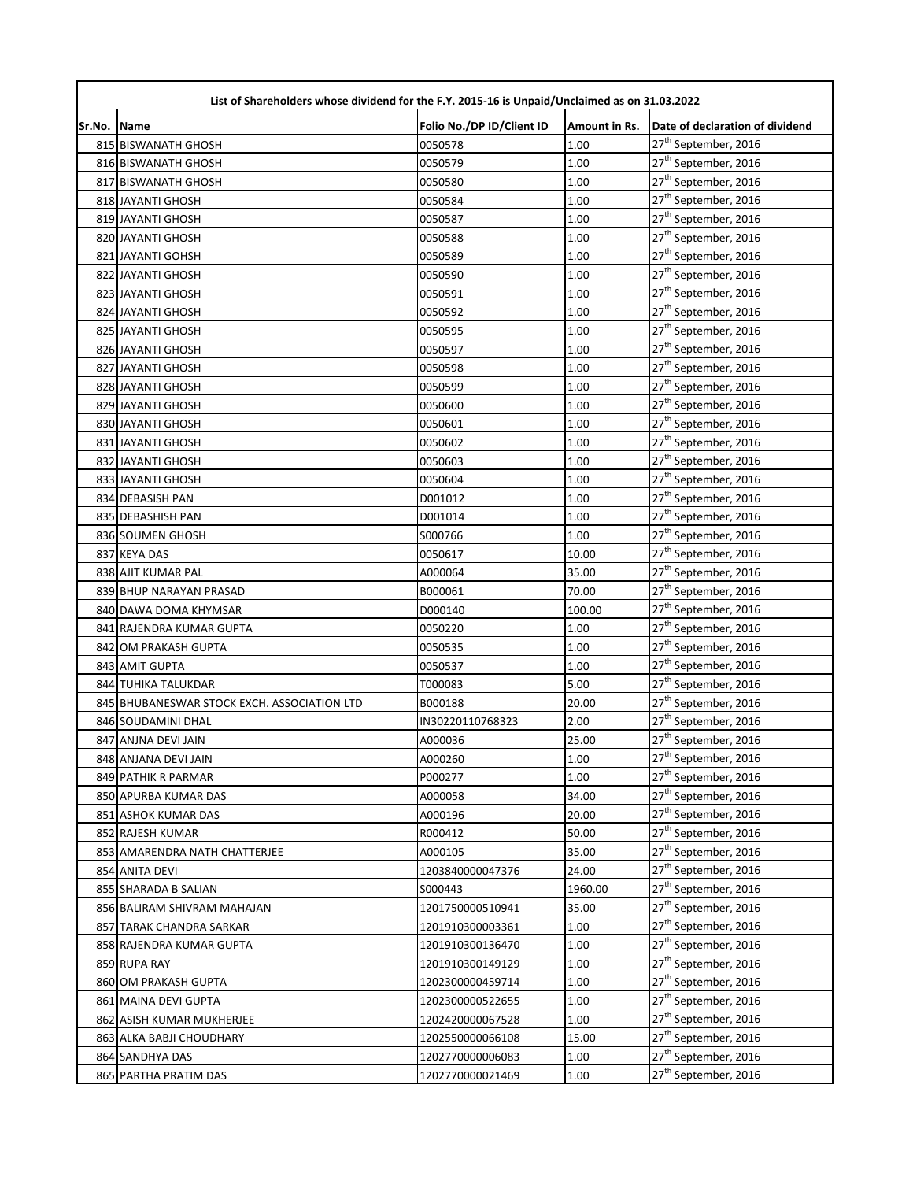| List of Shareholders whose dividend for the F.Y. 2015-16 is Unpaid/Unclaimed as on 31.03.2022 | | | | |
|---|---|---|---|---|
| Sr.No. | Name | Folio No./DP ID/Client ID | Amount in Rs. | Date of declaration of dividend |
| 815 | BISWANATH GHOSH | 0050578 | 1.00 | 27th September, 2016 |
| 816 | BISWANATH GHOSH | 0050579 | 1.00 | 27th September, 2016 |
| 817 | BISWANATH GHOSH | 0050580 | 1.00 | 27th September, 2016 |
| 818 | JAYANTI GHOSH | 0050584 | 1.00 | 27th September, 2016 |
| 819 | JAYANTI GHOSH | 0050587 | 1.00 | 27th September, 2016 |
| 820 | JAYANTI GHOSH | 0050588 | 1.00 | 27th September, 2016 |
| 821 | JAYANTI GOHSH | 0050589 | 1.00 | 27th September, 2016 |
| 822 | JAYANTI GHOSH | 0050590 | 1.00 | 27th September, 2016 |
| 823 | JAYANTI GHOSH | 0050591 | 1.00 | 27th September, 2016 |
| 824 | JAYANTI GHOSH | 0050592 | 1.00 | 27th September, 2016 |
| 825 | JAYANTI GHOSH | 0050595 | 1.00 | 27th September, 2016 |
| 826 | JAYANTI GHOSH | 0050597 | 1.00 | 27th September, 2016 |
| 827 | JAYANTI GHOSH | 0050598 | 1.00 | 27th September, 2016 |
| 828 | JAYANTI GHOSH | 0050599 | 1.00 | 27th September, 2016 |
| 829 | JAYANTI GHOSH | 0050600 | 1.00 | 27th September, 2016 |
| 830 | JAYANTI GHOSH | 0050601 | 1.00 | 27th September, 2016 |
| 831 | JAYANTI GHOSH | 0050602 | 1.00 | 27th September, 2016 |
| 832 | JAYANTI GHOSH | 0050603 | 1.00 | 27th September, 2016 |
| 833 | JAYANTI GHOSH | 0050604 | 1.00 | 27th September, 2016 |
| 834 | DEBASISH PAN | D001012 | 1.00 | 27th September, 2016 |
| 835 | DEBASHISH PAN | D001014 | 1.00 | 27th September, 2016 |
| 836 | SOUMEN GHOSH | S000766 | 1.00 | 27th September, 2016 |
| 837 | KEYA DAS | 0050617 | 10.00 | 27th September, 2016 |
| 838 | AJIT KUMAR PAL | A000064 | 35.00 | 27th September, 2016 |
| 839 | BHUP NARAYAN PRASAD | B000061 | 70.00 | 27th September, 2016 |
| 840 | DAWA DOMA KHYMSAR | D000140 | 100.00 | 27th September, 2016 |
| 841 | RAJENDRA KUMAR GUPTA | 0050220 | 1.00 | 27th September, 2016 |
| 842 | OM PRAKASH GUPTA | 0050535 | 1.00 | 27th September, 2016 |
| 843 | AMIT GUPTA | 0050537 | 1.00 | 27th September, 2016 |
| 844 | TUHIKA TALUKDAR | T000083 | 5.00 | 27th September, 2016 |
| 845 | BHUBANESWAR STOCK EXCH. ASSOCIATION LTD | B000188 | 20.00 | 27th September, 2016 |
| 846 | SOUDAMINI DHAL | IN30220110768323 | 2.00 | 27th September, 2016 |
| 847 | ANJNA DEVI JAIN | A000036 | 25.00 | 27th September, 2016 |
| 848 | ANJANA DEVI JAIN | A000260 | 1.00 | 27th September, 2016 |
| 849 | PATHIK R PARMAR | P000277 | 1.00 | 27th September, 2016 |
| 850 | APURBA KUMAR DAS | A000058 | 34.00 | 27th September, 2016 |
| 851 | ASHOK KUMAR DAS | A000196 | 20.00 | 27th September, 2016 |
| 852 | RAJESH KUMAR | R000412 | 50.00 | 27th September, 2016 |
| 853 | AMARENDRA NATH CHATTERJEE | A000105 | 35.00 | 27th September, 2016 |
| 854 | ANITA DEVI | 1203840000047376 | 24.00 | 27th September, 2016 |
| 855 | SHARADA B SALIAN | S000443 | 1960.00 | 27th September, 2016 |
| 856 | BALIRAM SHIVRAM MAHAJAN | 1201750000510941 | 35.00 | 27th September, 2016 |
| 857 | TARAK CHANDRA SARKAR | 1201910300003361 | 1.00 | 27th September, 2016 |
| 858 | RAJENDRA KUMAR GUPTA | 1201910300136470 | 1.00 | 27th September, 2016 |
| 859 | RUPA RAY | 1201910300149129 | 1.00 | 27th September, 2016 |
| 860 | OM PRAKASH GUPTA | 1202300000459714 | 1.00 | 27th September, 2016 |
| 861 | MAINA DEVI GUPTA | 1202300000522655 | 1.00 | 27th September, 2016 |
| 862 | ASISH KUMAR MUKHERJEE | 1202420000067528 | 1.00 | 27th September, 2016 |
| 863 | ALKA BABJI CHOUDHARY | 1202550000066108 | 15.00 | 27th September, 2016 |
| 864 | SANDHYA DAS | 1202770000006083 | 1.00 | 27th September, 2016 |
| 865 | PARTHA PRATIM DAS | 1202770000021469 | 1.00 | 27th September, 2016 |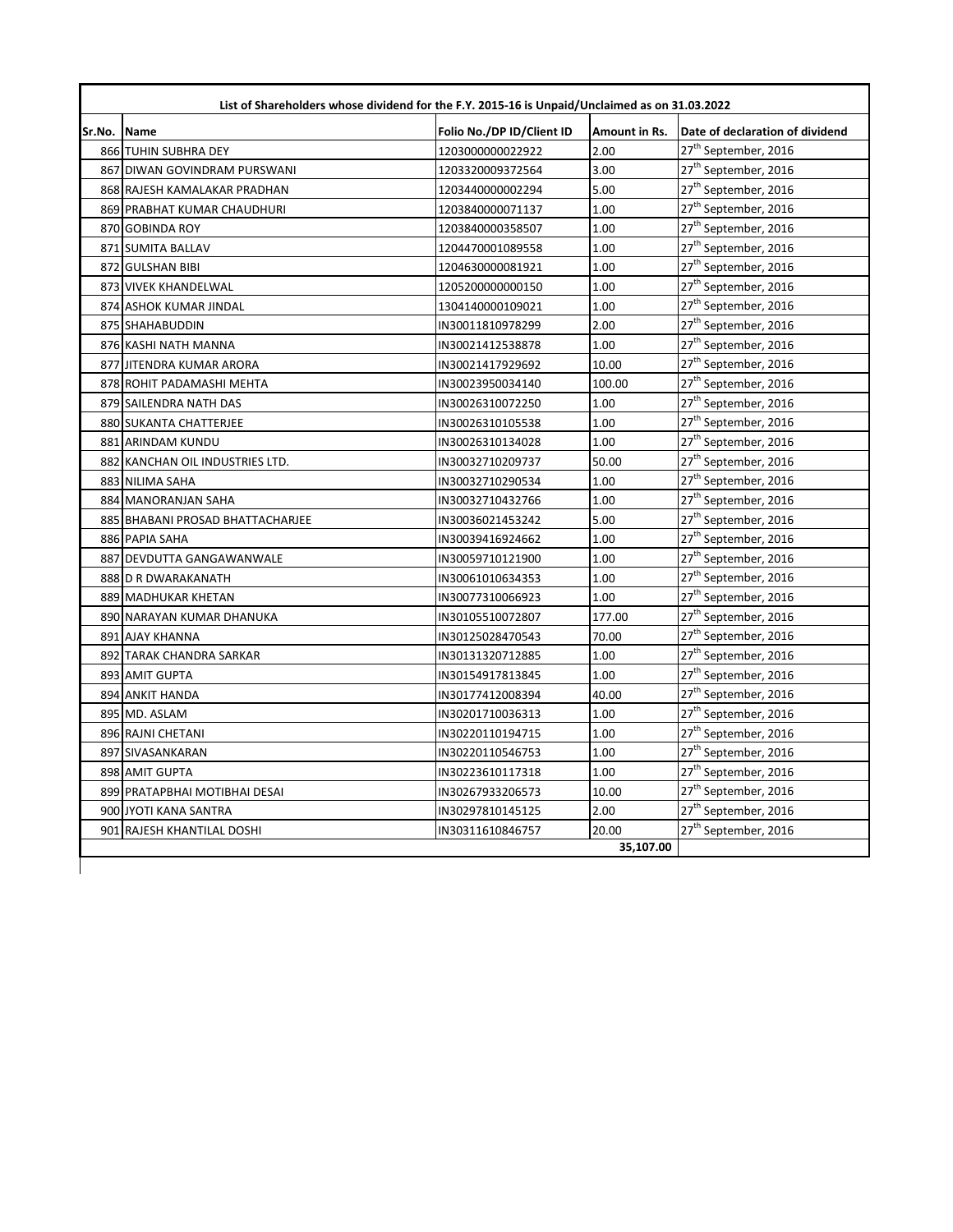| List of Shareholders whose dividend for the F.Y. 2015-16 is Unpaid/Unclaimed as on 31.03.2022 | | | | |
|---|---|---|---|---|
| Sr.No. | Name | Folio No./DP ID/Client ID | Amount in Rs. | Date of declaration of dividend |
| 866 | TUHIN SUBHRA DEY | 1203000000022922 | 2.00 | 27th September, 2016 |
| 867 | DIWAN GOVINDRAM PURSWANI | 1203320009372564 | 3.00 | 27th September, 2016 |
| 868 | RAJESH KAMALAKAR PRADHAN | 1203440000002294 | 5.00 | 27th September, 2016 |
| 869 | PRABHAT KUMAR CHAUDHURI | 1203840000071137 | 1.00 | 27th September, 2016 |
| 870 | GOBINDA ROY | 1203840000358507 | 1.00 | 27th September, 2016 |
| 871 | SUMITA BALLAV | 1204470001089558 | 1.00 | 27th September, 2016 |
| 872 | GULSHAN BIBI | 1204630000081921 | 1.00 | 27th September, 2016 |
| 873 | VIVEK KHANDELWAL | 1205200000000150 | 1.00 | 27th September, 2016 |
| 874 | ASHOK KUMAR JINDAL | 1304140000109021 | 1.00 | 27th September, 2016 |
| 875 | SHAHABUDDIN | IN30011810978299 | 2.00 | 27th September, 2016 |
| 876 | KASHI NATH MANNA | IN30021412538878 | 1.00 | 27th September, 2016 |
| 877 | JITENDRA KUMAR ARORA | IN30021417929692 | 10.00 | 27th September, 2016 |
| 878 | ROHIT PADAMASHI MEHTA | IN30023950034140 | 100.00 | 27th September, 2016 |
| 879 | SAILENDRA NATH DAS | IN30026310072250 | 1.00 | 27th September, 2016 |
| 880 | SUKANTA CHATTERJEE | IN30026310105538 | 1.00 | 27th September, 2016 |
| 881 | ARINDAM KUNDU | IN30026310134028 | 1.00 | 27th September, 2016 |
| 882 | KANCHAN OIL INDUSTRIES LTD. | IN30032710209737 | 50.00 | 27th September, 2016 |
| 883 | NILIMA SAHA | IN30032710290534 | 1.00 | 27th September, 2016 |
| 884 | MANORANJAN SAHA | IN30032710432766 | 1.00 | 27th September, 2016 |
| 885 | BHABANI PROSAD BHATTACHARJEE | IN30036021453242 | 5.00 | 27th September, 2016 |
| 886 | PAPIA SAHA | IN30039416924662 | 1.00 | 27th September, 2016 |
| 887 | DEVDUTTA GANGAWANWALE | IN30059710121900 | 1.00 | 27th September, 2016 |
| 888 | D R DWARAKANATH | IN30061010634353 | 1.00 | 27th September, 2016 |
| 889 | MADHUKAR KHETAN | IN30077310066923 | 1.00 | 27th September, 2016 |
| 890 | NARAYAN KUMAR DHANUKA | IN30105510072807 | 177.00 | 27th September, 2016 |
| 891 | AJAY KHANNA | IN30125028470543 | 70.00 | 27th September, 2016 |
| 892 | TARAK CHANDRA SARKAR | IN30131320712885 | 1.00 | 27th September, 2016 |
| 893 | AMIT GUPTA | IN30154917813845 | 1.00 | 27th September, 2016 |
| 894 | ANKIT HANDA | IN30177412008394 | 40.00 | 27th September, 2016 |
| 895 | MD. ASLAM | IN30201710036313 | 1.00 | 27th September, 2016 |
| 896 | RAJNI CHETANI | IN30220110194715 | 1.00 | 27th September, 2016 |
| 897 | SIVASANKARAN | IN30220110546753 | 1.00 | 27th September, 2016 |
| 898 | AMIT GUPTA | IN30223610117318 | 1.00 | 27th September, 2016 |
| 899 | PRATAPBHAI MOTIBHAI DESAI | IN30267933206573 | 10.00 | 27th September, 2016 |
| 900 | JYOTI KANA SANTRA | IN30297810145125 | 2.00 | 27th September, 2016 |
| 901 | RAJESH KHANTILAL DOSHI | IN30311610846757 | 20.00 | 27th September, 2016 |
| | | | 35,107.00 | |